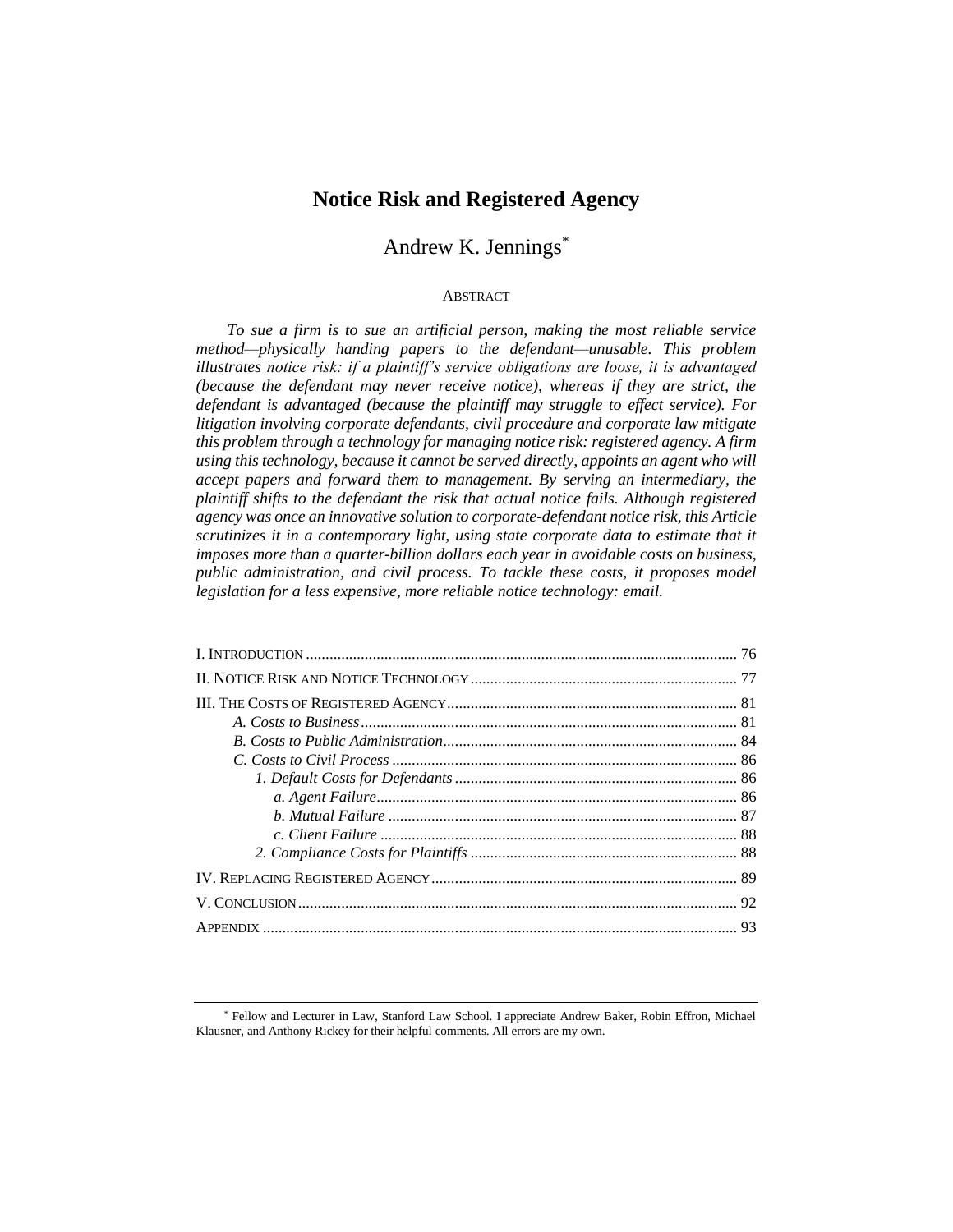# Notice Risk and Registered Agency

## Andrew K. Jennings[*]

### ABSTRACT

*To sue a firm is to sue an artificial person, making the most reliable service method—physically handing papers to the defendant—unusable. This problem illustrates notice risk: if a plaintiff's service obligations are loose, it is advantaged (because the defendant may never receive notice), whereas if they are strict, the defendant is advantaged (because the plaintiff may struggle to effect service). For litigation involving corporate defendants, civil procedure and corporate law mitigate this problem through a technology for managing notice risk: registered agency. A firm using this technology, because it cannot be served directly, appoints an agent who will accept papers and forward them to management. By serving an intermediary, the plaintiff shifts to the defendant the risk that actual notice fails. Although registered agency was once an innovative solution to corporate-defendant notice risk, this Article scrutinizes it in a contemporary light, using state corporate data to estimate that it imposes more than a quarter-billion dollars each year in avoidable costs on business, public administration, and civil process. To tackle these costs, it proposes model legislation for a less expensive, more reliable notice technology: email.*

- I. INTRODUCTION ............ 76
- II. NOTICE RISK AND NOTICE TECHNOLOGY ............ 77
- III. THE COSTS OF REGISTERED AGENCY ............ 81
  - *A. Costs to Business* ............ 81
  - *B. Costs to Public Administration* ............ 84
  - *C. Costs to Civil Process* ............ 86
    - *1. Default Costs for Defendants* ............ 86
      - *a. Agent Failure* ............ 86
      - *b. Mutual Failure* ............ 87
      - *c. Client Failure* ............ 88
    - *2. Compliance Costs for Plaintiffs* ............ 88
- IV. REPLACING REGISTERED AGENCY ............ 89
- V. CONCLUSION ............ 92
- APPENDIX ............ 93

[*] Fellow and Lecturer in Law, Stanford Law School. I appreciate Andrew Baker, Robin Effron, Michael Klausner, and Anthony Rickey for their helpful comments. All errors are my own.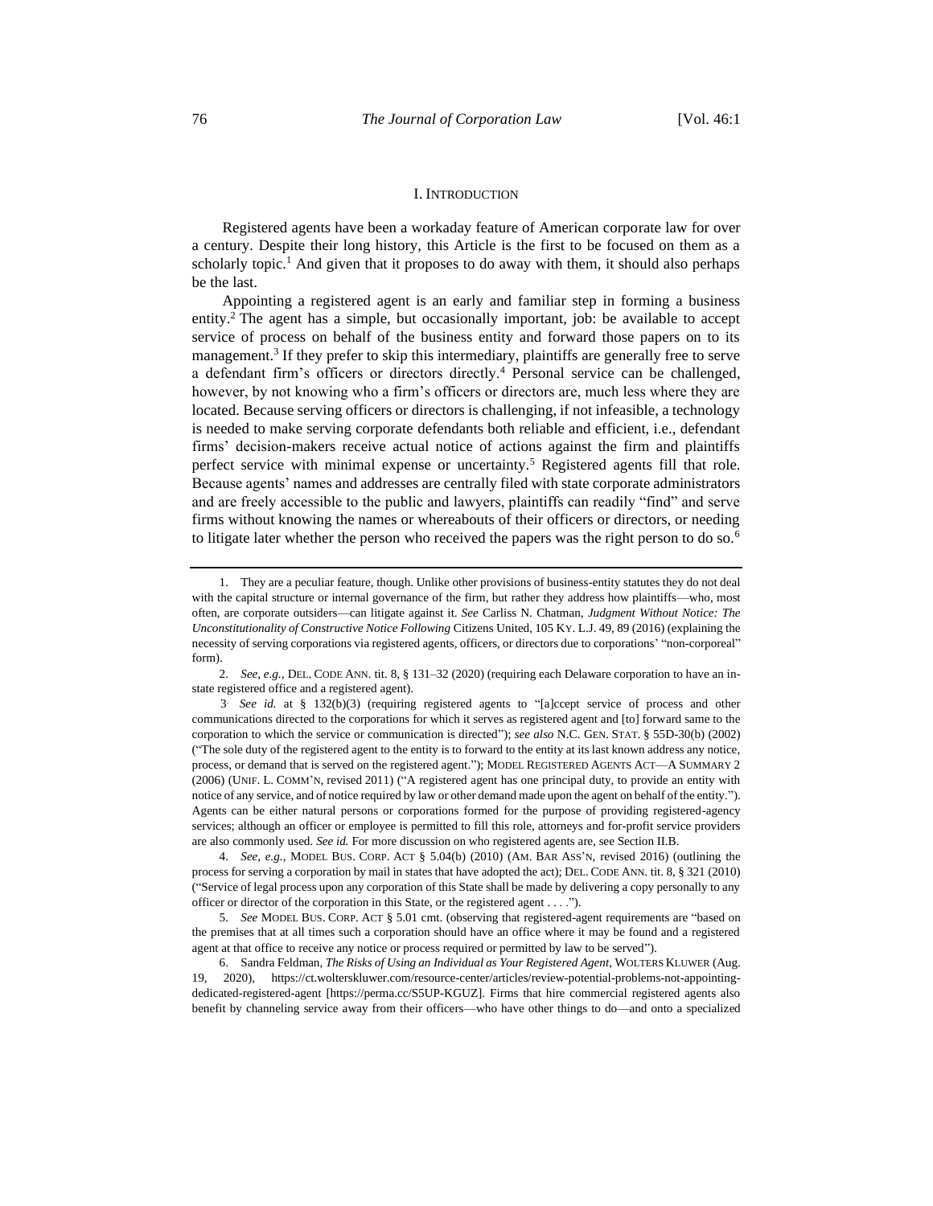## I. INTRODUCTION

Registered agents have been a workaday feature of American corporate law for over a century. Despite their long history, this Article is the first to be focused on them as a scholarly topic.[1] And given that it proposes to do away with them, it should also perhaps be the last.

Appointing a registered agent is an early and familiar step in forming a business entity.[2] The agent has a simple, but occasionally important, job: be available to accept service of process on behalf of the business entity and forward those papers on to its management.[3] If they prefer to skip this intermediary, plaintiffs are generally free to serve a defendant firm's officers or directors directly.[4] Personal service can be challenged, however, by not knowing who a firm's officers or directors are, much less where they are located. Because serving officers or directors is challenging, if not infeasible, a technology is needed to make serving corporate defendants both reliable and efficient, i.e., defendant firms' decision-makers receive actual notice of actions against the firm and plaintiffs perfect service with minimal expense or uncertainty.[5] Registered agents fill that role. Because agents' names and addresses are centrally filed with state corporate administrators and are freely accessible to the public and lawyers, plaintiffs can readily "find" and serve firms without knowing the names or whereabouts of their officers or directors, or needing to litigate later whether the person who received the papers was the right person to do so.[6]

---

1. They are a peculiar feature, though. Unlike other provisions of business-entity statutes they do not deal with the capital structure or internal governance of the firm, but rather they address how plaintiffs—who, most often, are corporate outsiders—can litigate against it. *See* Carliss N. Chatman, *Judgment Without Notice: The Unconstitutionality of Constructive Notice Following* Citizens United, 105 KY. L.J. 49, 89 (2016) (explaining the necessity of serving corporations via registered agents, officers, or directors due to corporations' "non-corporeal" form).

2. *See, e.g.*, DEL. CODE ANN. tit. 8, § 131–32 (2020) (requiring each Delaware corporation to have an in-state registered office and a registered agent).

3. *See id.* at § 132(b)(3) (requiring registered agents to "[a]ccept service of process and other communications directed to the corporations for which it serves as registered agent and [to] forward same to the corporation to which the service or communication is directed"); *see also* N.C. GEN. STAT. § 55D-30(b) (2002) ("The sole duty of the registered agent to the entity is to forward to the entity at its last known address any notice, process, or demand that is served on the registered agent."); MODEL REGISTERED AGENTS ACT—A SUMMARY 2 (2006) (UNIF. L. COMM'N, revised 2011) ("A registered agent has one principal duty, to provide an entity with notice of any service, and of notice required by law or other demand made upon the agent on behalf of the entity."). Agents can be either natural persons or corporations formed for the purpose of providing registered-agency services; although an officer or employee is permitted to fill this role, attorneys and for-profit service providers are also commonly used. *See id.* For more discussion on who registered agents are, see Section II.B.

4. *See, e.g.*, MODEL BUS. CORP. ACT § 5.04(b) (2010) (AM. BAR ASS'N, revised 2016) (outlining the process for serving a corporation by mail in states that have adopted the act); DEL. CODE ANN. tit. 8, § 321 (2010) ("Service of legal process upon any corporation of this State shall be made by delivering a copy personally to any officer or director of the corporation in this State, or the registered agent . . . .").

5. *See* MODEL BUS. CORP. ACT § 5.01 cmt. (observing that registered-agent requirements are "based on the premises that at all times such a corporation should have an office where it may be found and a registered agent at that office to receive any notice or process required or permitted by law to be served").

6. Sandra Feldman, *The Risks of Using an Individual as Your Registered Agent*, WOLTERS KLUWER (Aug. 19, 2020), https://ct.wolterskluwer.com/resource-center/articles/review-potential-problems-not-appointing-dedicated-registered-agent [https://perma.cc/S5UP-KGUZ]. Firms that hire commercial registered agents also benefit by channeling service away from their officers—who have other things to do—and onto a specialized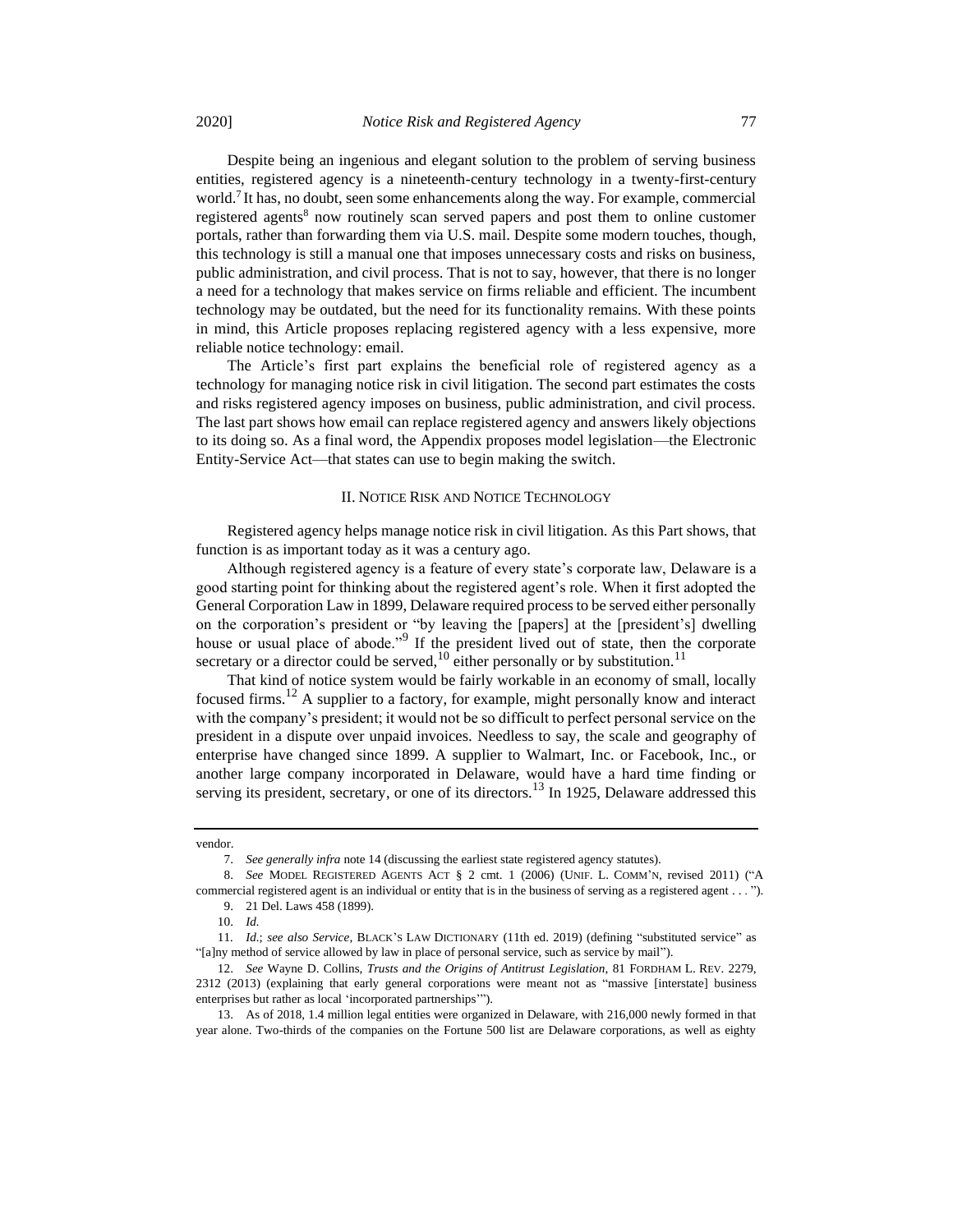Despite being an ingenious and elegant solution to the problem of serving business entities, registered agency is a nineteenth-century technology in a twenty-first-century world.[7] It has, no doubt, seen some enhancements along the way. For example, commercial registered agents[8] now routinely scan served papers and post them to online customer portals, rather than forwarding them via U.S. mail. Despite some modern touches, though, this technology is still a manual one that imposes unnecessary costs and risks on business, public administration, and civil process. That is not to say, however, that there is no longer a need for a technology that makes service on firms reliable and efficient. The incumbent technology may be outdated, but the need for its functionality remains. With these points in mind, this Article proposes replacing registered agency with a less expensive, more reliable notice technology: email.

The Article's first part explains the beneficial role of registered agency as a technology for managing notice risk in civil litigation. The second part estimates the costs and risks registered agency imposes on business, public administration, and civil process. The last part shows how email can replace registered agency and answers likely objections to its doing so. As a final word, the Appendix proposes model legislation—the Electronic Entity-Service Act—that states can use to begin making the switch.

## II. NOTICE RISK AND NOTICE TECHNOLOGY

Registered agency helps manage notice risk in civil litigation. As this Part shows, that function is as important today as it was a century ago.

Although registered agency is a feature of every state's corporate law, Delaware is a good starting point for thinking about the registered agent's role. When it first adopted the General Corporation Law in 1899, Delaware required process to be served either personally on the corporation's president or "by leaving the [papers] at the [president's] dwelling house or usual place of abode."[9] If the president lived out of state, then the corporate secretary or a director could be served,[10] either personally or by substitution.[11]

That kind of notice system would be fairly workable in an economy of small, locally focused firms.[12] A supplier to a factory, for example, might personally know and interact with the company's president; it would not be so difficult to perfect personal service on the president in a dispute over unpaid invoices. Needless to say, the scale and geography of enterprise have changed since 1899. A supplier to Walmart, Inc. or Facebook, Inc., or another large company incorporated in Delaware, would have a hard time finding or serving its president, secretary, or one of its directors.[13] In 1925, Delaware addressed this

---

vendor.

7. *See generally infra* note 14 (discussing the earliest state registered agency statutes).

8. *See* MODEL REGISTERED AGENTS ACT § 2 cmt. 1 (2006) (UNIF. L. COMM'N, revised 2011) ("A commercial registered agent is an individual or entity that is in the business of serving as a registered agent . . . ").

9. 21 Del. Laws 458 (1899).

10. *Id.*

11. *Id.*; *see also Service*, BLACK'S LAW DICTIONARY (11th ed. 2019) (defining "substituted service" as "[a]ny method of service allowed by law in place of personal service, such as service by mail").

12. *See* Wayne D. Collins, *Trusts and the Origins of Antitrust Legislation*, 81 FORDHAM L. REV. 2279, 2312 (2013) (explaining that early general corporations were meant not as "massive [interstate] business enterprises but rather as local 'incorporated partnerships'").

13. As of 2018, 1.4 million legal entities were organized in Delaware, with 216,000 newly formed in that year alone. Two-thirds of the companies on the Fortune 500 list are Delaware corporations, as well as eighty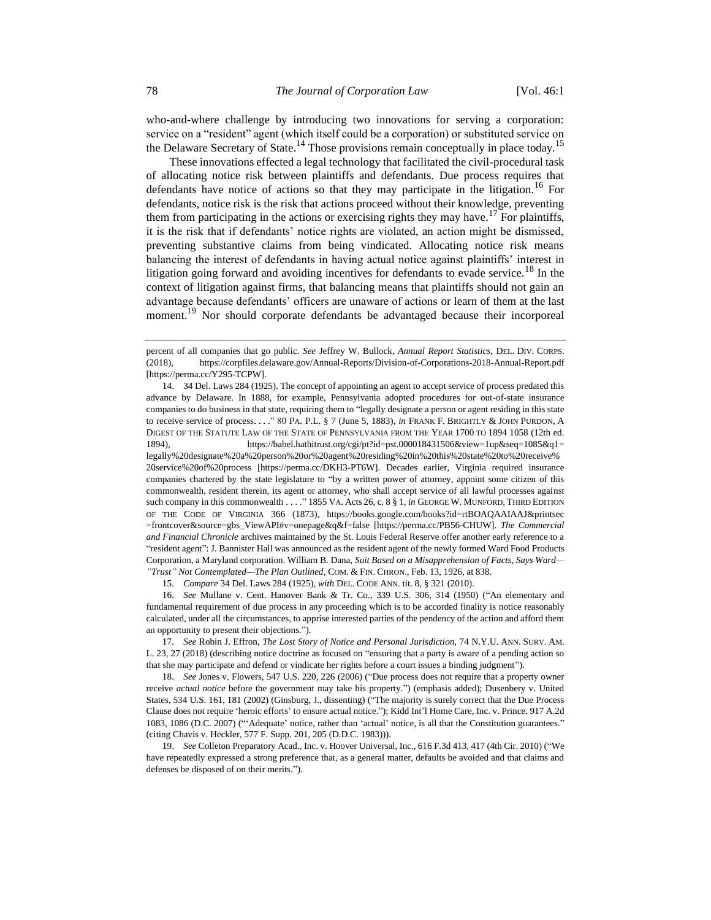who-and-where challenge by introducing two innovations for serving a corporation: service on a "resident" agent (which itself could be a corporation) or substituted service on the Delaware Secretary of State.[14] Those provisions remain conceptually in place today.[15]

These innovations effected a legal technology that facilitated the civil-procedural task of allocating notice risk between plaintiffs and defendants. Due process requires that defendants have notice of actions so that they may participate in the litigation.[16] For defendants, notice risk is the risk that actions proceed without their knowledge, preventing them from participating in the actions or exercising rights they may have.[17] For plaintiffs, it is the risk that if defendants' notice rights are violated, an action might be dismissed, preventing substantive claims from being vindicated. Allocating notice risk means balancing the interest of defendants in having actual notice against plaintiffs' interest in litigation going forward and avoiding incentives for defendants to evade service.[18] In the context of litigation against firms, that balancing means that plaintiffs should not gain an advantage because defendants' officers are unaware of actions or learn of them at the last moment.[19] Nor should corporate defendants be advantaged because their incorporeal

---

percent of all companies that go public. *See* Jeffrey W. Bullock, *Annual Report Statistics*, DEL. DIV. CORPS. (2018), https://corpfiles.delaware.gov/Annual-Reports/Division-of-Corporations-2018-Annual-Report.pdf [https://perma.cc/Y295-TCPW].

14. 34 Del. Laws 284 (1925). The concept of appointing an agent to accept service of process predated this advance by Delaware. In 1888, for example, Pennsylvania adopted procedures for out-of-state insurance companies to do business in that state, requiring them to "legally designate a person or agent residing in this state to receive service of process. . . ." 80 PA. P.L. § 7 (June 5, 1883), *in* FRANK F. BRIGHTLY & JOHN PURDON, A DIGEST OF THE STATUTE LAW OF THE STATE OF PENNSYLVANIA FROM THE YEAR 1700 TO 1894 1058 (12th ed. 1894), https://babel.hathitrust.org/cgi/pt?id=pst.000018431506&view=1up&seq=1085&q1=legally%20designate%20a%20person%20or%20agent%20residing%20in%20this%20state%20to%20receive%20service%20of%20process [https://perma.cc/DKH3-PT6W]. Decades earlier, Virginia required insurance companies chartered by the state legislature to "by a written power of attorney, appoint some citizen of this commonwealth, resident therein, its agent or attorney, who shall accept service of all lawful processes against such company in this commonwealth . . . ." 1855 VA. Acts 26, c. 8 § 1, *in* GEORGE W. MUNFORD, THIRD EDITION OF THE CODE OF VIRGINIA 366 (1873), https://books.google.com/books?id=rtBOAQAAIAAJ&printsec=frontcover&source=gbs_ViewAPI#v=onepage&q&f=false [https://perma.cc/PB56-CHUW]. *The Commercial and Financial Chronicle* archives maintained by the St. Louis Federal Reserve offer another early reference to a "resident agent": J. Bannister Hall was announced as the resident agent of the newly formed Ward Food Products Corporation, a Maryland corporation. William B. Dana, *Suit Based on a Misapprehension of Facts, Says Ward—"Trust" Not Contemplated—The Plan Outlined*, COM. & FIN. CHRON., Feb. 13, 1926, at 838.

15. *Compare* 34 Del. Laws 284 (1925), *with* DEL. CODE ANN. tit. 8, § 321 (2010).

16. *See* Mullane v. Cent. Hanover Bank & Tr. Co., 339 U.S. 306, 314 (1950) ("An elementary and fundamental requirement of due process in any proceeding which is to be accorded finality is notice reasonably calculated, under all the circumstances, to apprise interested parties of the pendency of the action and afford them an opportunity to present their objections.").

17. *See* Robin J. Effron, *The Lost Story of Notice and Personal Jurisdiction*, 74 N.Y.U. ANN. SURV. AM. L. 23, 27 (2018) (describing notice doctrine as focused on "ensuring that a party is aware of a pending action so that she may participate and defend or vindicate her rights before a court issues a binding judgment").

18. *See* Jones v. Flowers, 547 U.S. 220, 226 (2006) ("Due process does not require that a property owner receive *actual notice* before the government may take his property.") (emphasis added); Dusenbery v. United States, 534 U.S. 161, 181 (2002) (Ginsburg, J., dissenting) ("The majority is surely correct that the Due Process Clause does not require 'heroic efforts' to ensure actual notice."); Kidd Int'l Home Care, Inc. v. Prince, 917 A.2d 1083, 1086 (D.C. 2007) ("'Adequate' notice, rather than 'actual' notice, is all that the Constitution guarantees." (citing Chavis v. Heckler, 577 F. Supp. 201, 205 (D.D.C. 1983))).

19. *See* Colleton Preparatory Acad., Inc. v. Hoover Universal, Inc., 616 F.3d 413, 417 (4th Cir. 2010) ("We have repeatedly expressed a strong preference that, as a general matter, defaults be avoided and that claims and defenses be disposed of on their merits.").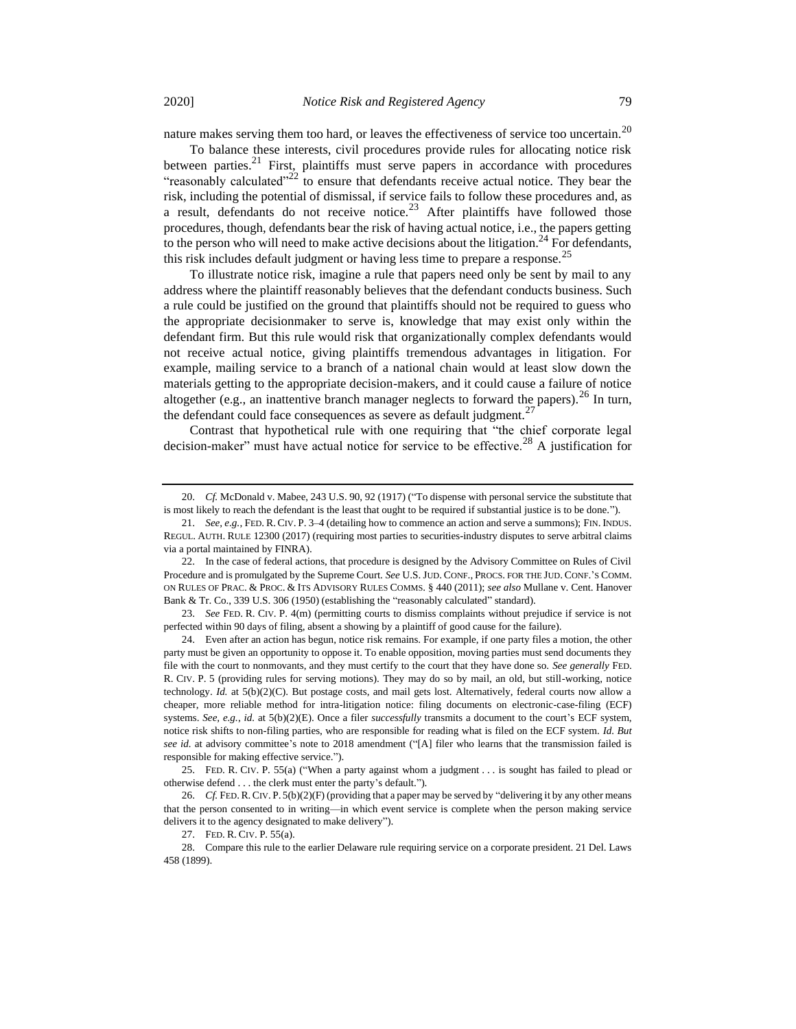nature makes serving them too hard, or leaves the effectiveness of service too uncertain.[20]

To balance these interests, civil procedures provide rules for allocating notice risk between parties.[21] First, plaintiffs must serve papers in accordance with procedures "reasonably calculated"[22] to ensure that defendants receive actual notice. They bear the risk, including the potential of dismissal, if service fails to follow these procedures and, as a result, defendants do not receive notice.[23] After plaintiffs have followed those procedures, though, defendants bear the risk of having actual notice, i.e., the papers getting to the person who will need to make active decisions about the litigation.[24] For defendants, this risk includes default judgment or having less time to prepare a response.[25]

To illustrate notice risk, imagine a rule that papers need only be sent by mail to any address where the plaintiff reasonably believes that the defendant conducts business. Such a rule could be justified on the ground that plaintiffs should not be required to guess who the appropriate decisionmaker to serve is, knowledge that may exist only within the defendant firm. But this rule would risk that organizationally complex defendants would not receive actual notice, giving plaintiffs tremendous advantages in litigation. For example, mailing service to a branch of a national chain would at least slow down the materials getting to the appropriate decision-makers, and it could cause a failure of notice altogether (e.g., an inattentive branch manager neglects to forward the papers).[26] In turn, the defendant could face consequences as severe as default judgment.[27]

Contrast that hypothetical rule with one requiring that "the chief corporate legal decision-maker" must have actual notice for service to be effective.[28] A justification for

---

20. *Cf.* McDonald v. Mabee, 243 U.S. 90, 92 (1917) ("To dispense with personal service the substitute that is most likely to reach the defendant is the least that ought to be required if substantial justice is to be done.").

21. *See, e.g.*, FED. R. CIV. P. 3–4 (detailing how to commence an action and serve a summons); FIN. INDUS. REGUL. AUTH. RULE 12300 (2017) (requiring most parties to securities-industry disputes to serve arbitral claims via a portal maintained by FINRA).

22. In the case of federal actions, that procedure is designed by the Advisory Committee on Rules of Civil Procedure and is promulgated by the Supreme Court. *See* U.S. JUD. CONF., PROCS. FOR THE JUD. CONF.'S COMM. ON RULES OF PRAC. & PROC. & ITS ADVISORY RULES COMMS. § 440 (2011); *see also* Mullane v. Cent. Hanover Bank & Tr. Co., 339 U.S. 306 (1950) (establishing the "reasonably calculated" standard).

23. *See* FED. R. CIV. P. 4(m) (permitting courts to dismiss complaints without prejudice if service is not perfected within 90 days of filing, absent a showing by a plaintiff of good cause for the failure).

24. Even after an action has begun, notice risk remains. For example, if one party files a motion, the other party must be given an opportunity to oppose it. To enable opposition, moving parties must send documents they file with the court to nonmovants, and they must certify to the court that they have done so. *See generally* FED. R. CIV. P. 5 (providing rules for serving motions). They may do so by mail, an old, but still-working, notice technology. *Id.* at 5(b)(2)(C). But postage costs, and mail gets lost. Alternatively, federal courts now allow a cheaper, more reliable method for intra-litigation notice: filing documents on electronic-case-filing (ECF) systems. *See, e.g.*, *id.* at 5(b)(2)(E). Once a filer *successfully* transmits a document to the court's ECF system, notice risk shifts to non-filing parties, who are responsible for reading what is filed on the ECF system. *Id. But see id.* at advisory committee's note to 2018 amendment ("[A] filer who learns that the transmission failed is responsible for making effective service.").

25. FED. R. CIV. P. 55(a) ("When a party against whom a judgment . . . is sought has failed to plead or otherwise defend . . . the clerk must enter the party's default.").

26. *Cf.* FED. R. CIV. P. 5(b)(2)(F) (providing that a paper may be served by "delivering it by any other means that the person consented to in writing—in which event service is complete when the person making service delivers it to the agency designated to make delivery").

27. FED. R. CIV. P. 55(a).

28. Compare this rule to the earlier Delaware rule requiring service on a corporate president. 21 Del. Laws 458 (1899).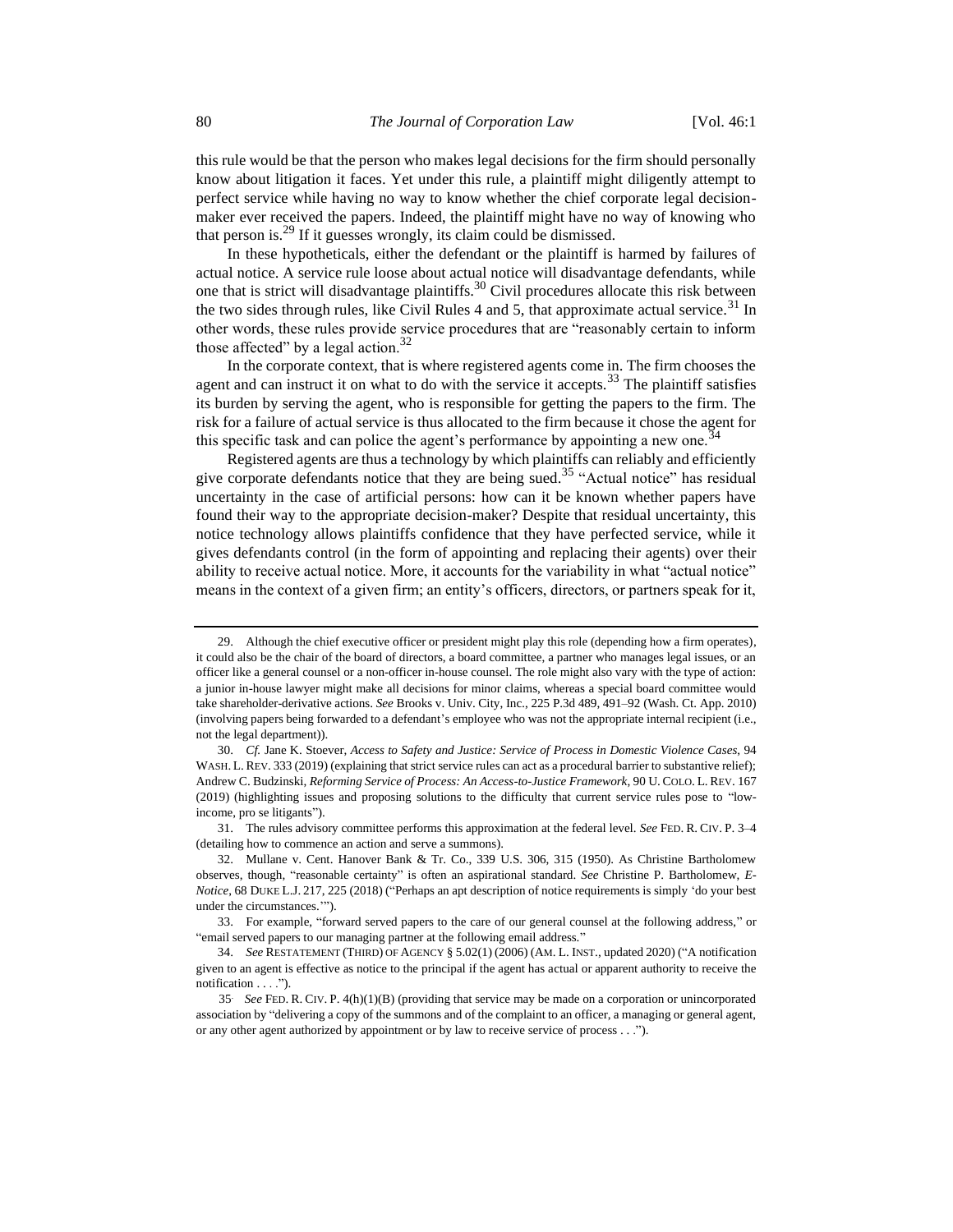this rule would be that the person who makes legal decisions for the firm should personally know about litigation it faces. Yet under this rule, a plaintiff might diligently attempt to perfect service while having no way to know whether the chief corporate legal decision-maker ever received the papers. Indeed, the plaintiff might have no way of knowing who that person is.[29] If it guesses wrongly, its claim could be dismissed.

In these hypotheticals, either the defendant or the plaintiff is harmed by failures of actual notice. A service rule loose about actual notice will disadvantage defendants, while one that is strict will disadvantage plaintiffs.[30] Civil procedures allocate this risk between the two sides through rules, like Civil Rules 4 and 5, that approximate actual service.[31] In other words, these rules provide service procedures that are "reasonably certain to inform those affected" by a legal action.[32]

In the corporate context, that is where registered agents come in. The firm chooses the agent and can instruct it on what to do with the service it accepts.[33] The plaintiff satisfies its burden by serving the agent, who is responsible for getting the papers to the firm. The risk for a failure of actual service is thus allocated to the firm because it chose the agent for this specific task and can police the agent's performance by appointing a new one.[34]

Registered agents are thus a technology by which plaintiffs can reliably and efficiently give corporate defendants notice that they are being sued.[35] "Actual notice" has residual uncertainty in the case of artificial persons: how can it be known whether papers have found their way to the appropriate decision-maker? Despite that residual uncertainty, this notice technology allows plaintiffs confidence that they have perfected service, while it gives defendants control (in the form of appointing and replacing their agents) over their ability to receive actual notice. More, it accounts for the variability in what "actual notice" means in the context of a given firm; an entity's officers, directors, or partners speak for it,

---

29. Although the chief executive officer or president might play this role (depending how a firm operates), it could also be the chair of the board of directors, a board committee, a partner who manages legal issues, or an officer like a general counsel or a non-officer in-house counsel. The role might also vary with the type of action: a junior in-house lawyer might make all decisions for minor claims, whereas a special board committee would take shareholder-derivative actions. *See* Brooks v. Univ. City, Inc., 225 P.3d 489, 491–92 (Wash. Ct. App. 2010) (involving papers being forwarded to a defendant's employee who was not the appropriate internal recipient (i.e., not the legal department)).

30. *Cf.* Jane K. Stoever, *Access to Safety and Justice: Service of Process in Domestic Violence Cases*, 94 WASH. L. REV. 333 (2019) (explaining that strict service rules can act as a procedural barrier to substantive relief); Andrew C. Budzinski, *Reforming Service of Process: An Access-to-Justice Framework*, 90 U. COLO. L. REV. 167 (2019) (highlighting issues and proposing solutions to the difficulty that current service rules pose to "low-income, pro se litigants").

31. The rules advisory committee performs this approximation at the federal level. *See* FED. R. CIV. P. 3–4 (detailing how to commence an action and serve a summons).

32. Mullane v. Cent. Hanover Bank & Tr. Co., 339 U.S. 306, 315 (1950). As Christine Bartholomew observes, though, "reasonable certainty" is often an aspirational standard. *See* Christine P. Bartholomew, *E-Notice*, 68 DUKE L.J. 217, 225 (2018) ("Perhaps an apt description of notice requirements is simply 'do your best under the circumstances.'").

33. For example, "forward served papers to the care of our general counsel at the following address," or "email served papers to our managing partner at the following email address."

34. *See* RESTATEMENT (THIRD) OF AGENCY § 5.02(1) (2006) (AM. L. INST., updated 2020) ("A notification given to an agent is effective as notice to the principal if the agent has actual or apparent authority to receive the notification . . . .").

35. *See* FED. R. CIV. P. 4(h)(1)(B) (providing that service may be made on a corporation or unincorporated association by "delivering a copy of the summons and of the complaint to an officer, a managing or general agent, or any other agent authorized by appointment or by law to receive service of process . . .").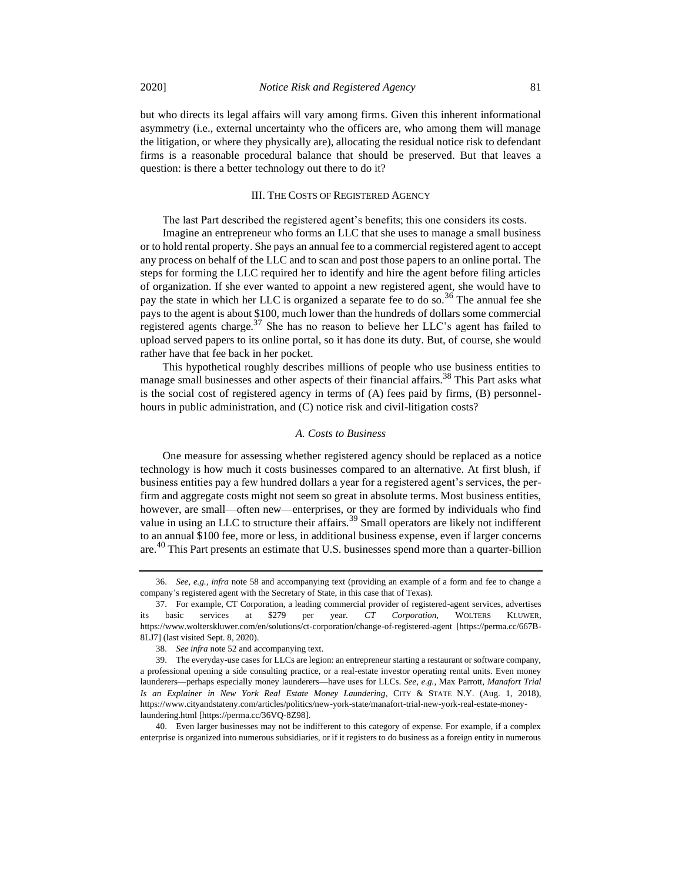but who directs its legal affairs will vary among firms. Given this inherent informational asymmetry (i.e., external uncertainty who the officers are, who among them will manage the litigation, or where they physically are), allocating the residual notice risk to defendant firms is a reasonable procedural balance that should be preserved. But that leaves a question: is there a better technology out there to do it?

## III. The Costs of Registered Agency

The last Part described the registered agent's benefits; this one considers its costs.

Imagine an entrepreneur who forms an LLC that she uses to manage a small business or to hold rental property. She pays an annual fee to a commercial registered agent to accept any process on behalf of the LLC and to scan and post those papers to an online portal. The steps for forming the LLC required her to identify and hire the agent before filing articles of organization. If she ever wanted to appoint a new registered agent, she would have to pay the state in which her LLC is organized a separate fee to do so.[36] The annual fee she pays to the agent is about $100, much lower than the hundreds of dollars some commercial registered agents charge.[37] She has no reason to believe her LLC's agent has failed to upload served papers to its online portal, so it has done its duty. But, of course, she would rather have that fee back in her pocket.

This hypothetical roughly describes millions of people who use business entities to manage small businesses and other aspects of their financial affairs.[38] This Part asks what is the social cost of registered agency in terms of (A) fees paid by firms, (B) personnel-hours in public administration, and (C) notice risk and civil-litigation costs?

### *A. Costs to Business*

One measure for assessing whether registered agency should be replaced as a notice technology is how much it costs businesses compared to an alternative. At first blush, if business entities pay a few hundred dollars a year for a registered agent's services, the per-firm and aggregate costs might not seem so great in absolute terms. Most business entities, however, are small—often new—enterprises, or they are formed by individuals who find value in using an LLC to structure their affairs.[39] Small operators are likely not indifferent to an annual $100 fee, more or less, in additional business expense, even if larger concerns are.[40] This Part presents an estimate that U.S. businesses spend more than a quarter-billion

---

36. *See, e.g.*, *infra* note 58 and accompanying text (providing an example of a form and fee to change a company's registered agent with the Secretary of State, in this case that of Texas).

37. For example, CT Corporation, a leading commercial provider of registered-agent services, advertises its basic services at $279 per year. *CT Corporation*, Wolters Kluwer, https://www.wolterskluwer.com/en/solutions/ct-corporation/change-of-registered-agent [https://perma.cc/667B-8LJ7] (last visited Sept. 8, 2020).

38. *See infra* note 52 and accompanying text.

39. The everyday-use cases for LLCs are legion: an entrepreneur starting a restaurant or software company, a professional opening a side consulting practice, or a real-estate investor operating rental units. Even money launderers—perhaps especially money launderers—have uses for LLCs. *See, e.g.*, Max Parrott, *Manafort Trial Is an Explainer in New York Real Estate Money Laundering*, City & State N.Y. (Aug. 1, 2018), https://www.cityandstateny.com/articles/politics/new-york-state/manafort-trial-new-york-real-estate-money-laundering.html [https://perma.cc/36VQ-8Z98].

40. Even larger businesses may not be indifferent to this category of expense. For example, if a complex enterprise is organized into numerous subsidiaries, or if it registers to do business as a foreign entity in numerous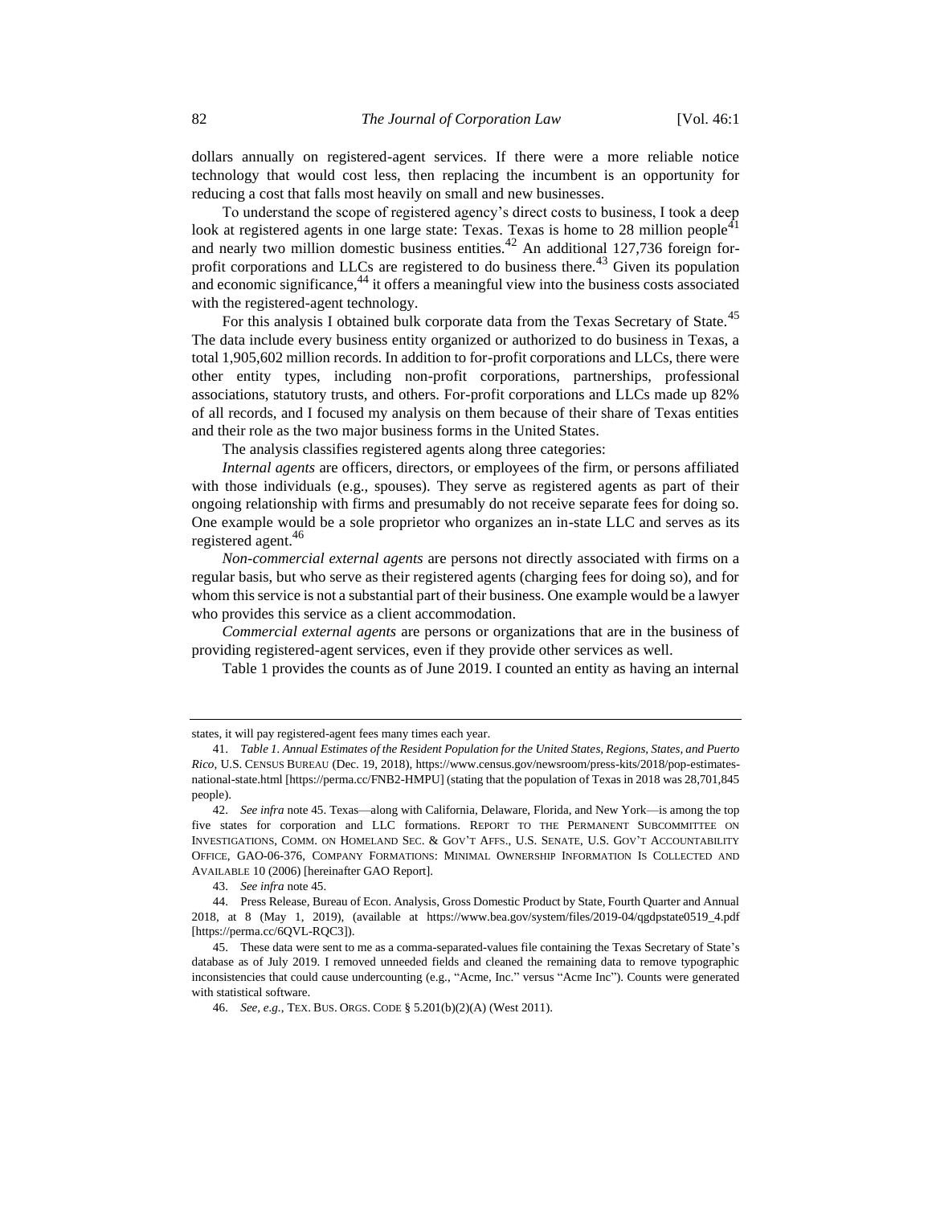dollars annually on registered-agent services. If there were a more reliable notice technology that would cost less, then replacing the incumbent is an opportunity for reducing a cost that falls most heavily on small and new businesses.

To understand the scope of registered agency's direct costs to business, I took a deep look at registered agents in one large state: Texas. Texas is home to 28 million people[41] and nearly two million domestic business entities.[42] An additional 127,736 foreign for-profit corporations and LLCs are registered to do business there.[43] Given its population and economic significance,[44] it offers a meaningful view into the business costs associated with the registered-agent technology.

For this analysis I obtained bulk corporate data from the Texas Secretary of State.[45] The data include every business entity organized or authorized to do business in Texas, a total 1,905,602 million records. In addition to for-profit corporations and LLCs, there were other entity types, including non-profit corporations, partnerships, professional associations, statutory trusts, and others. For-profit corporations and LLCs made up 82% of all records, and I focused my analysis on them because of their share of Texas entities and their role as the two major business forms in the United States.

The analysis classifies registered agents along three categories:

*Internal agents* are officers, directors, or employees of the firm, or persons affiliated with those individuals (e.g., spouses). They serve as registered agents as part of their ongoing relationship with firms and presumably do not receive separate fees for doing so. One example would be a sole proprietor who organizes an in-state LLC and serves as its registered agent.[46]

*Non-commercial external agents* are persons not directly associated with firms on a regular basis, but who serve as their registered agents (charging fees for doing so), and for whom this service is not a substantial part of their business. One example would be a lawyer who provides this service as a client accommodation.

*Commercial external agents* are persons or organizations that are in the business of providing registered-agent services, even if they provide other services as well.

Table 1 provides the counts as of June 2019. I counted an entity as having an internal

---

states, it will pay registered-agent fees many times each year.

41. *Table 1. Annual Estimates of the Resident Population for the United States, Regions, States, and Puerto Rico*, U.S. CENSUS BUREAU (Dec. 19, 2018), https://www.census.gov/newsroom/press-kits/2018/pop-estimates-national-state.html [https://perma.cc/FNB2-HMPU] (stating that the population of Texas in 2018 was 28,701,845 people).

42. *See infra* note 45. Texas—along with California, Delaware, Florida, and New York—is among the top five states for corporation and LLC formations. REPORT TO THE PERMANENT SUBCOMMITTEE ON INVESTIGATIONS, COMM. ON HOMELAND SEC. & GOV'T AFFS., U.S. SENATE, U.S. GOV'T ACCOUNTABILITY OFFICE, GAO-06-376, COMPANY FORMATIONS: MINIMAL OWNERSHIP INFORMATION IS COLLECTED AND AVAILABLE 10 (2006) [hereinafter GAO Report].

43. *See infra* note 45.

44. Press Release, Bureau of Econ. Analysis, Gross Domestic Product by State, Fourth Quarter and Annual 2018, at 8 (May 1, 2019), (available at https://www.bea.gov/system/files/2019-04/qgdpstate0519_4.pdf [https://perma.cc/6QVL-RQC3]).

45. These data were sent to me as a comma-separated-values file containing the Texas Secretary of State's database as of July 2019. I removed unneeded fields and cleaned the remaining data to remove typographic inconsistencies that could cause undercounting (e.g., "Acme, Inc." versus "Acme Inc"). Counts were generated with statistical software.

46. *See, e.g.*, TEX. BUS. ORGS. CODE § 5.201(b)(2)(A) (West 2011).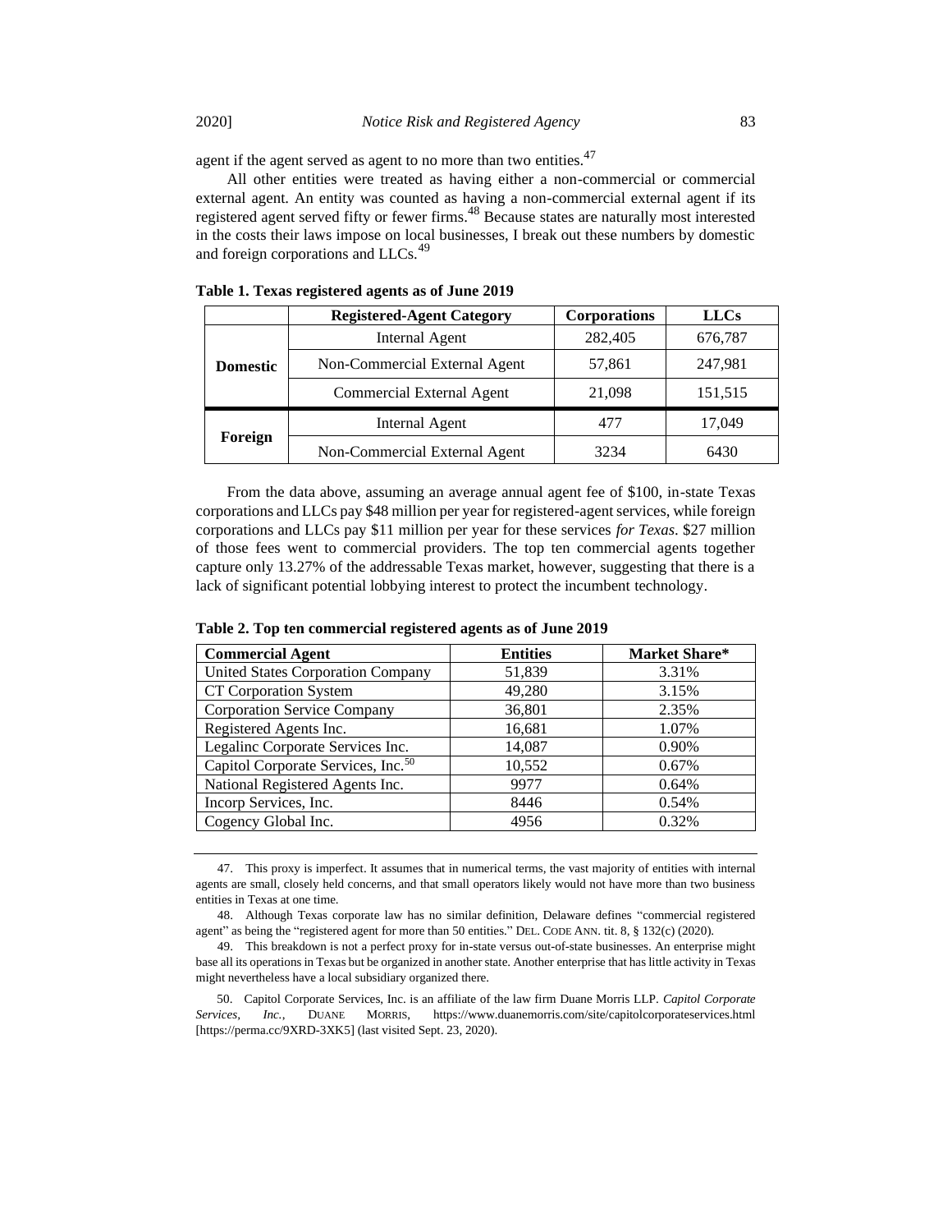agent if the agent served as agent to no more than two entities.[47]

All other entities were treated as having either a non-commercial or commercial external agent. An entity was counted as having a non-commercial external agent if its registered agent served fifty or fewer firms.[48] Because states are naturally most interested in the costs their laws impose on local businesses, I break out these numbers by domestic and foreign corporations and LLCs.[49]

**Table 1. Texas registered agents as of June 2019**

| | Registered-Agent Category | Corporations | LLCs |
|---|---|---|---|
| **Domestic** | Internal Agent | 282,405 | 676,787 |
| | Non-Commercial External Agent | 57,861 | 247,981 |
| | Commercial External Agent | 21,098 | 151,515 |
| **Foreign** | Internal Agent | 477 | 17,049 |
| | Non-Commercial External Agent | 3234 | 6430 |

From the data above, assuming an average annual agent fee of $100, in-state Texas corporations and LLCs pay $48 million per year for registered-agent services, while foreign corporations and LLCs pay $11 million per year for these services *for Texas*. $27 million of those fees went to commercial providers. The top ten commercial agents together capture only 13.27% of the addressable Texas market, however, suggesting that there is a lack of significant potential lobbying interest to protect the incumbent technology.

**Table 2. Top ten commercial registered agents as of June 2019**

| Commercial Agent | Entities | Market Share* |
|---|---|---|
| United States Corporation Company | 51,839 | 3.31% |
| CT Corporation System | 49,280 | 3.15% |
| Corporation Service Company | 36,801 | 2.35% |
| Registered Agents Inc. | 16,681 | 1.07% |
| Legalinc Corporate Services Inc. | 14,087 | 0.90% |
| Capitol Corporate Services, Inc.[50] | 10,552 | 0.67% |
| National Registered Agents Inc. | 9977 | 0.64% |
| Incorp Services, Inc. | 8446 | 0.54% |
| Cogency Global Inc. | 4956 | 0.32% |

---

47. This proxy is imperfect. It assumes that in numerical terms, the vast majority of entities with internal agents are small, closely held concerns, and that small operators likely would not have more than two business entities in Texas at one time.

48. Although Texas corporate law has no similar definition, Delaware defines "commercial registered agent" as being the "registered agent for more than 50 entities." DEL. CODE ANN. tit. 8, § 132(c) (2020).

49. This breakdown is not a perfect proxy for in-state versus out-of-state businesses. An enterprise might base all its operations in Texas but be organized in another state. Another enterprise that has little activity in Texas might nevertheless have a local subsidiary organized there.

50. Capitol Corporate Services, Inc. is an affiliate of the law firm Duane Morris LLP. *Capitol Corporate Services, Inc.*, DUANE MORRIS, https://www.duanemorris.com/site/capitolcorporateservices.html [https://perma.cc/9XRD-3XK5] (last visited Sept. 23, 2020).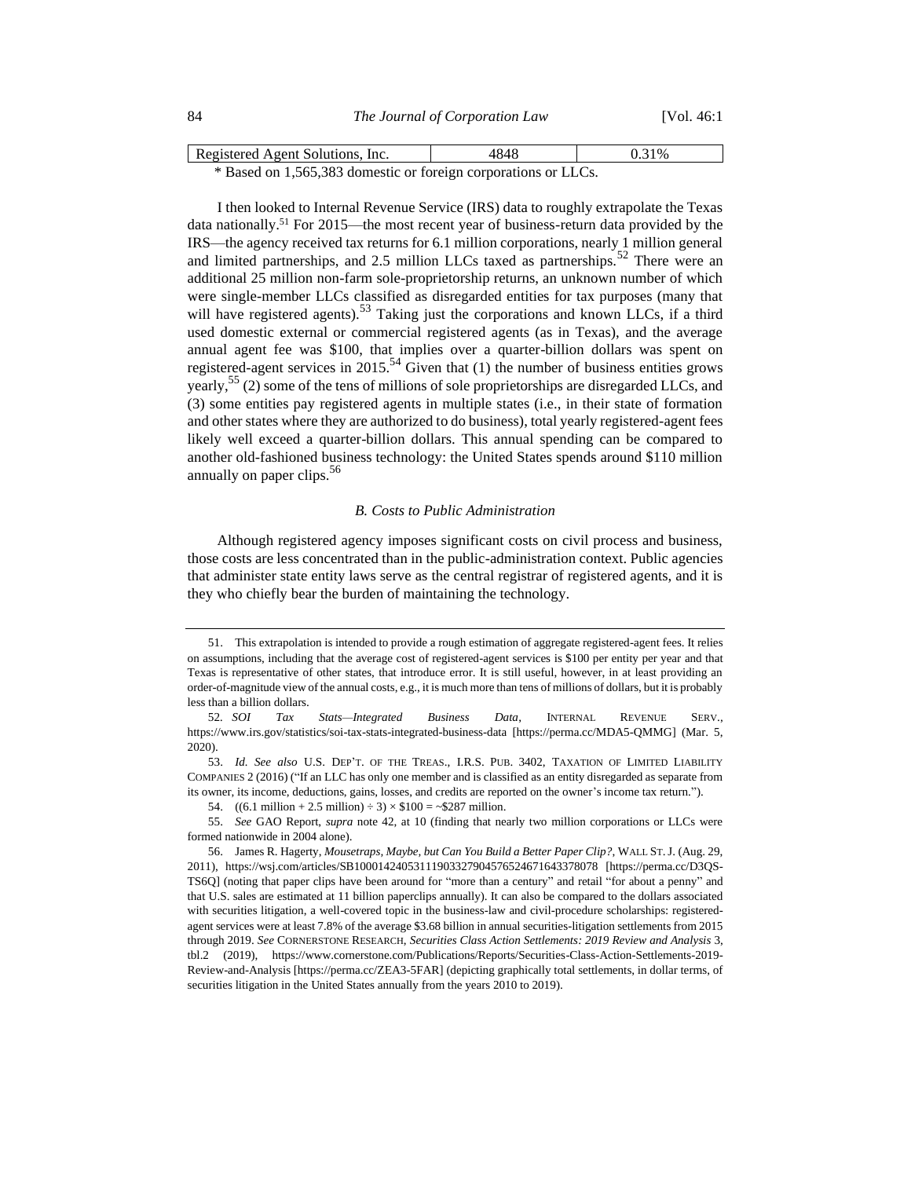| Registered Agent Solutions, Inc. | 4848 | 0.31% |
|---|---|---|

\* Based on 1,565,383 domestic or foreign corporations or LLCs.

I then looked to Internal Revenue Service (IRS) data to roughly extrapolate the Texas data nationally.[51] For 2015—the most recent year of business-return data provided by the IRS—the agency received tax returns for 6.1 million corporations, nearly 1 million general and limited partnerships, and 2.5 million LLCs taxed as partnerships.[52] There were an additional 25 million non-farm sole-proprietorship returns, an unknown number of which were single-member LLCs classified as disregarded entities for tax purposes (many that will have registered agents).[53] Taking just the corporations and known LLCs, if a third used domestic external or commercial registered agents (as in Texas), and the average annual agent fee was $100, that implies over a quarter-billion dollars was spent on registered-agent services in 2015.[54] Given that (1) the number of business entities grows yearly,[55] (2) some of the tens of millions of sole proprietorships are disregarded LLCs, and (3) some entities pay registered agents in multiple states (i.e., in their state of formation and other states where they are authorized to do business), total yearly registered-agent fees likely well exceed a quarter-billion dollars. This annual spending can be compared to another old-fashioned business technology: the United States spends around $110 million annually on paper clips.[56]

### *B. Costs to Public Administration*

Although registered agency imposes significant costs on civil process and business, those costs are less concentrated than in the public-administration context. Public agencies that administer state entity laws serve as the central registrar of registered agents, and it is they who chiefly bear the burden of maintaining the technology.

---

51. This extrapolation is intended to provide a rough estimation of aggregate registered-agent fees. It relies on assumptions, including that the average cost of registered-agent services is $100 per entity per year and that Texas is representative of other states, that introduce error. It is still useful, however, in at least providing an order-of-magnitude view of the annual costs, e.g., it is much more than tens of millions of dollars, but it is probably less than a billion dollars.

52. *SOI Tax Stats—Integrated Business Data*, INTERNAL REVENUE SERV., https://www.irs.gov/statistics/soi-tax-stats-integrated-business-data [https://perma.cc/MDA5-QMMG] (Mar. 5, 2020).

53. *Id. See also* U.S. DEP'T. OF THE TREAS., I.R.S. PUB. 3402, TAXATION OF LIMITED LIABILITY COMPANIES 2 (2016) ("If an LLC has only one member and is classified as an entity disregarded as separate from its owner, its income, deductions, gains, losses, and credits are reported on the owner's income tax return.").

54. ((6.1 million + 2.5 million) ÷ 3) × $100 = ~$287 million.

55. *See* GAO Report, *supra* note 42, at 10 (finding that nearly two million corporations or LLCs were formed nationwide in 2004 alone).

56. James R. Hagerty, *Mousetraps, Maybe, but Can You Build a Better Paper Clip?*, WALL ST. J. (Aug. 29, 2011), https://wsj.com/articles/SB10001424053111903327904576524671643378078 [https://perma.cc/D3QS-TS6Q] (noting that paper clips have been around for "more than a century" and retail "for about a penny" and that U.S. sales are estimated at 11 billion paperclips annually). It can also be compared to the dollars associated with securities litigation, a well-covered topic in the business-law and civil-procedure scholarships: registered-agent services were at least 7.8% of the average $3.68 billion in annual securities-litigation settlements from 2015 through 2019. *See* CORNERSTONE RESEARCH, *Securities Class Action Settlements: 2019 Review and Analysis* 3, tbl.2 (2019), https://www.cornerstone.com/Publications/Reports/Securities-Class-Action-Settlements-2019-Review-and-Analysis [https://perma.cc/ZEA3-5FAR] (depicting graphically total settlements, in dollar terms, of securities litigation in the United States annually from the years 2010 to 2019).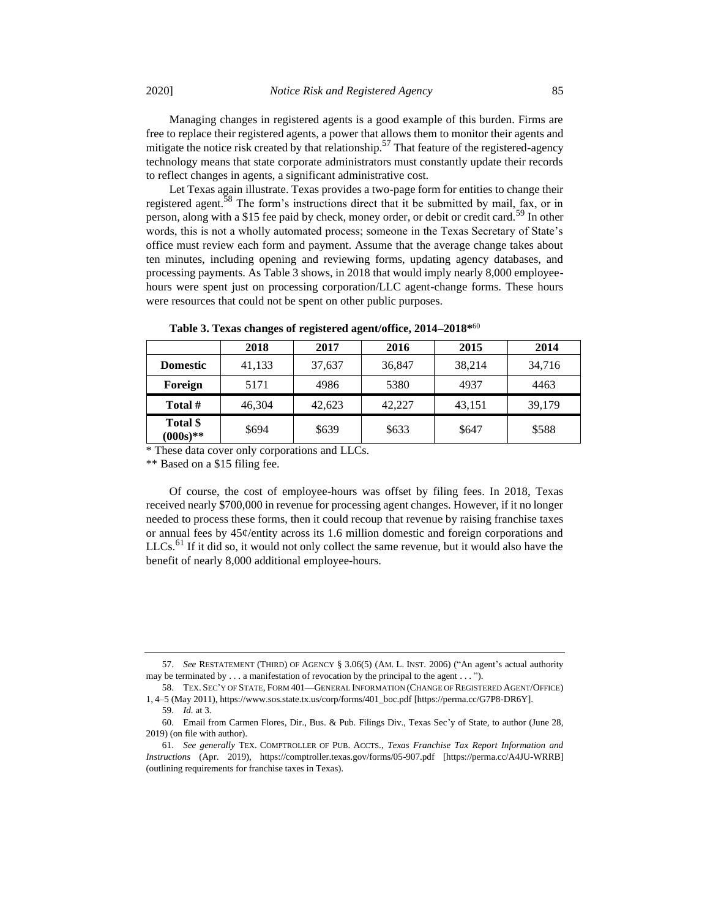Managing changes in registered agents is a good example of this burden. Firms are free to replace their registered agents, a power that allows them to monitor their agents and mitigate the notice risk created by that relationship.[57] That feature of the registered-agency technology means that state corporate administrators must constantly update their records to reflect changes in agents, a significant administrative cost.

Let Texas again illustrate. Texas provides a two-page form for entities to change their registered agent.[58] The form's instructions direct that it be submitted by mail, fax, or in person, along with a $15 fee paid by check, money order, or debit or credit card.[59] In other words, this is not a wholly automated process; someone in the Texas Secretary of State's office must review each form and payment. Assume that the average change takes about ten minutes, including opening and reviewing forms, updating agency databases, and processing payments. As Table 3 shows, in 2018 that would imply nearly 8,000 employee-hours were spent just on processing corporation/LLC agent-change forms. These hours were resources that could not be spent on other public purposes.

**Table 3. Texas changes of registered agent/office, 2014–2018***[60]

| | 2018 | 2017 | 2016 | 2015 | 2014 |
|---|---|---|---|---|---|
| **Domestic** | 41,133 | 37,637 | 36,847 | 38,214 | 34,716 |
| **Foreign** | 5171 | 4986 | 5380 | 4937 | 4463 |
| **Total #** | 46,304 | 42,623 | 42,227 | 43,151 | 39,179 |
| **Total $ (000s)**** | $694 | $639 | $633 | $647 | $588 |

\* These data cover only corporations and LLCs.

** Based on a $15 filing fee.

Of course, the cost of employee-hours was offset by filing fees. In 2018, Texas received nearly $700,000 in revenue for processing agent changes. However, if it no longer needed to process these forms, then it could recoup that revenue by raising franchise taxes or annual fees by 45¢/entity across its 1.6 million domestic and foreign corporations and LLCs.[61] If it did so, it would not only collect the same revenue, but it would also have the benefit of nearly 8,000 additional employee-hours.

---

57. *See* RESTATEMENT (THIRD) OF AGENCY § 3.06(5) (AM. L. INST. 2006) ("An agent's actual authority may be terminated by . . . a manifestation of revocation by the principal to the agent . . . ").

58. TEX. SEC'Y OF STATE, FORM 401—GENERAL INFORMATION (CHANGE OF REGISTERED AGENT/OFFICE) 1, 4–5 (May 2011), https://www.sos.state.tx.us/corp/forms/401_boc.pdf [https://perma.cc/G7P8-DR6Y].

59. *Id.* at 3.

60. Email from Carmen Flores, Dir., Bus. & Pub. Filings Div., Texas Sec'y of State, to author (June 28, 2019) (on file with author).

61. *See generally* TEX. COMPTROLLER OF PUB. ACCTS., *Texas Franchise Tax Report Information and Instructions* (Apr. 2019), https://comptroller.texas.gov/forms/05-907.pdf [https://perma.cc/A4JU-WRRB] (outlining requirements for franchise taxes in Texas).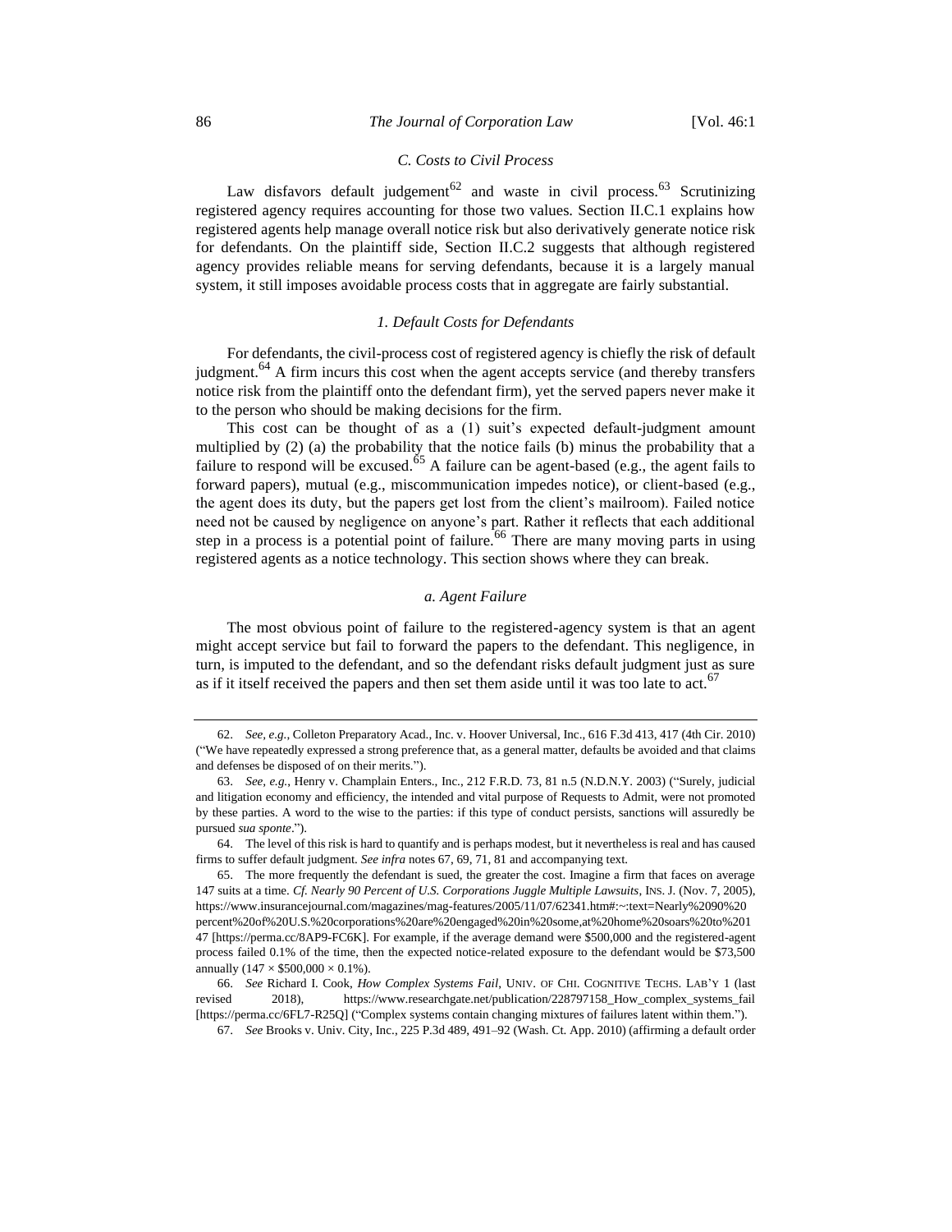### C. Costs to Civil Process

Law disfavors default judgement[62] and waste in civil process.[63] Scrutinizing registered agency requires accounting for those two values. Section II.C.1 explains how registered agents help manage overall notice risk but also derivatively generate notice risk for defendants. On the plaintiff side, Section II.C.2 suggests that although registered agency provides reliable means for serving defendants, because it is a largely manual system, it still imposes avoidable process costs that in aggregate are fairly substantial.

#### 1. Default Costs for Defendants

For defendants, the civil-process cost of registered agency is chiefly the risk of default judgment.[64] A firm incurs this cost when the agent accepts service (and thereby transfers notice risk from the plaintiff onto the defendant firm), yet the served papers never make it to the person who should be making decisions for the firm.

This cost can be thought of as a (1) suit's expected default-judgment amount multiplied by (2) (a) the probability that the notice fails (b) minus the probability that a failure to respond will be excused.[65] A failure can be agent-based (e.g., the agent fails to forward papers), mutual (e.g., miscommunication impedes notice), or client-based (e.g., the agent does its duty, but the papers get lost from the client's mailroom). Failed notice need not be caused by negligence on anyone's part. Rather it reflects that each additional step in a process is a potential point of failure.[66] There are many moving parts in using registered agents as a notice technology. This section shows where they can break.

##### a. Agent Failure

The most obvious point of failure to the registered-agency system is that an agent might accept service but fail to forward the papers to the defendant. This negligence, in turn, is imputed to the defendant, and so the defendant risks default judgment just as sure as if it itself received the papers and then set them aside until it was too late to act.[67]

---

62. *See, e.g.*, Colleton Preparatory Acad., Inc. v. Hoover Universal, Inc., 616 F.3d 413, 417 (4th Cir. 2010) ("We have repeatedly expressed a strong preference that, as a general matter, defaults be avoided and that claims and defenses be disposed of on their merits.").

63. *See, e.g.*, Henry v. Champlain Enters., Inc., 212 F.R.D. 73, 81 n.5 (N.D.N.Y. 2003) ("Surely, judicial and litigation economy and efficiency, the intended and vital purpose of Requests to Admit, were not promoted by these parties. A word to the wise to the parties: if this type of conduct persists, sanctions will assuredly be pursued *sua sponte*.").

64. The level of this risk is hard to quantify and is perhaps modest, but it nevertheless is real and has caused firms to suffer default judgment. *See infra* notes 67, 69, 71, 81 and accompanying text.

65. The more frequently the defendant is sued, the greater the cost. Imagine a firm that faces on average 147 suits at a time. *Cf. Nearly 90 Percent of U.S. Corporations Juggle Multiple Lawsuits*, INS. J. (Nov. 7, 2005), https://www.insurancejournal.com/magazines/mag-features/2005/11/07/62341.htm#:~:text=Nearly%2090%20percent%20of%20U.S.%20corporations%20are%20engaged%20in%20some,at%20home%20soars%20to%20147 [https://perma.cc/8AP9-FC6K]. For example, if the average demand were $500,000 and the registered-agent process failed 0.1% of the time, then the expected notice-related exposure to the defendant would be $73,500 annually ($147 \times \$500{,}000 \times 0.1\%$).

66. *See* Richard I. Cook, *How Complex Systems Fail*, UNIV. OF CHI. COGNITIVE TECHS. LAB'Y 1 (last revised 2018), https://www.researchgate.net/publication/228797158_How_complex_systems_fail [https://perma.cc/6FL7-R25Q] ("Complex systems contain changing mixtures of failures latent within them.").

67. *See* Brooks v. Univ. City, Inc., 225 P.3d 489, 491–92 (Wash. Ct. App. 2010) (affirming a default order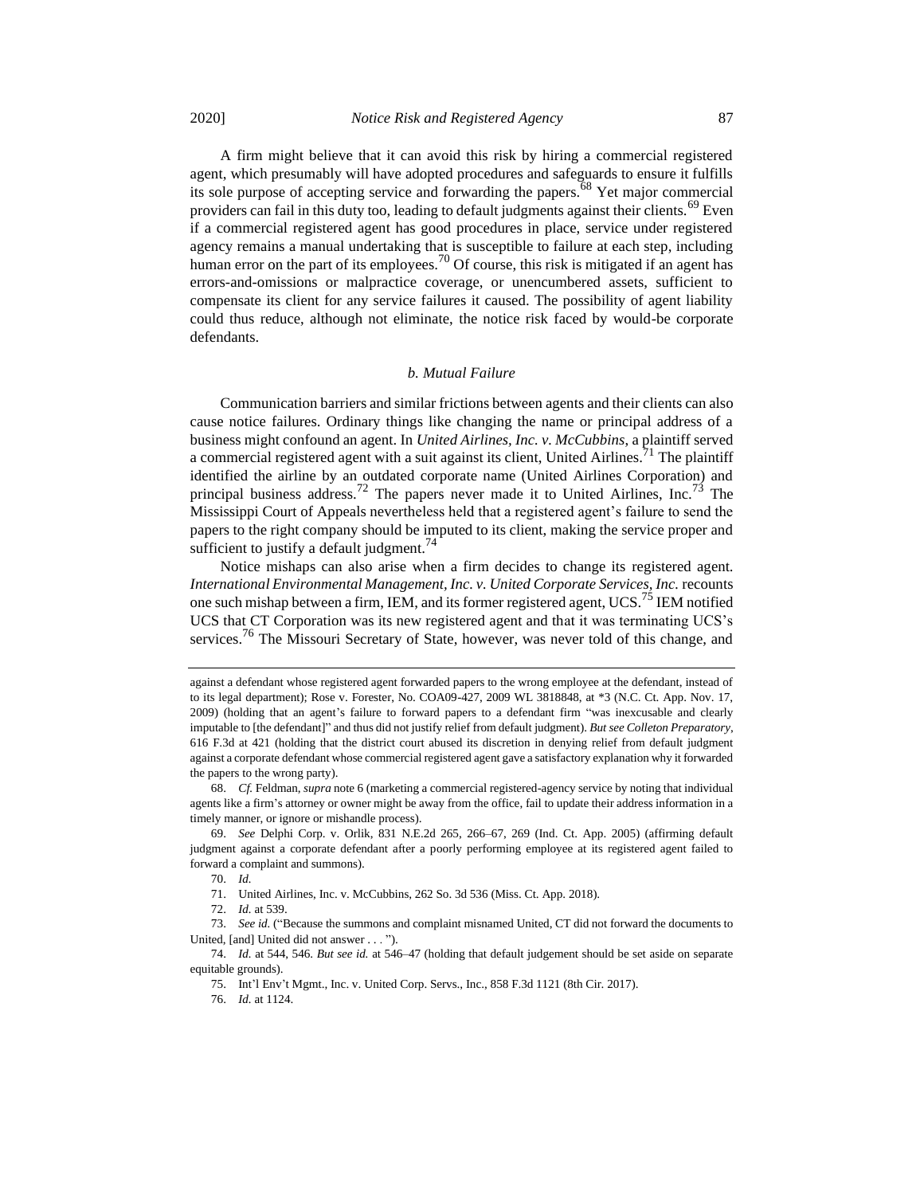A firm might believe that it can avoid this risk by hiring a commercial registered agent, which presumably will have adopted procedures and safeguards to ensure it fulfills its sole purpose of accepting service and forwarding the papers.[68] Yet major commercial providers can fail in this duty too, leading to default judgments against their clients.[69] Even if a commercial registered agent has good procedures in place, service under registered agency remains a manual undertaking that is susceptible to failure at each step, including human error on the part of its employees.[70] Of course, this risk is mitigated if an agent has errors-and-omissions or malpractice coverage, or unencumbered assets, sufficient to compensate its client for any service failures it caused. The possibility of agent liability could thus reduce, although not eliminate, the notice risk faced by would-be corporate defendants.

#### *b. Mutual Failure*

Communication barriers and similar frictions between agents and their clients can also cause notice failures. Ordinary things like changing the name or principal address of a business might confound an agent. In *United Airlines, Inc. v. McCubbins*, a plaintiff served a commercial registered agent with a suit against its client, United Airlines.[71] The plaintiff identified the airline by an outdated corporate name (United Airlines Corporation) and principal business address.[72] The papers never made it to United Airlines, Inc.[73] The Mississippi Court of Appeals nevertheless held that a registered agent's failure to send the papers to the right company should be imputed to its client, making the service proper and sufficient to justify a default judgment.[74]

Notice mishaps can also arise when a firm decides to change its registered agent. *International Environmental Management, Inc. v. United Corporate Services, Inc.* recounts one such mishap between a firm, IEM, and its former registered agent, UCS.[75] IEM notified UCS that CT Corporation was its new registered agent and that it was terminating UCS's services.[76] The Missouri Secretary of State, however, was never told of this change, and

---

against a defendant whose registered agent forwarded papers to the wrong employee at the defendant, instead of to its legal department); Rose v. Forester, No. COA09-427, 2009 WL 3818848, at *3 (N.C. Ct. App. Nov. 17, 2009) (holding that an agent's failure to forward papers to a defendant firm "was inexcusable and clearly imputable to [the defendant]" and thus did not justify relief from default judgment). *But see Colleton Preparatory*, 616 F.3d at 421 (holding that the district court abused its discretion in denying relief from default judgment against a corporate defendant whose commercial registered agent gave a satisfactory explanation why it forwarded the papers to the wrong party).

68. *Cf.* Feldman, *supra* note 6 (marketing a commercial registered-agency service by noting that individual agents like a firm's attorney or owner might be away from the office, fail to update their address information in a timely manner, or ignore or mishandle process).

69. *See* Delphi Corp. v. Orlik, 831 N.E.2d 265, 266–67, 269 (Ind. Ct. App. 2005) (affirming default judgment against a corporate defendant after a poorly performing employee at its registered agent failed to forward a complaint and summons).

70. *Id.*

71. United Airlines, Inc. v. McCubbins, 262 So. 3d 536 (Miss. Ct. App. 2018).

72. *Id.* at 539.

73. *See id.* ("Because the summons and complaint misnamed United, CT did not forward the documents to United, [and] United did not answer . . . ").

74. *Id.* at 544, 546. *But see id.* at 546–47 (holding that default judgement should be set aside on separate equitable grounds).

75. Int'l Env't Mgmt., Inc. v. United Corp. Servs., Inc., 858 F.3d 1121 (8th Cir. 2017).

76. *Id.* at 1124.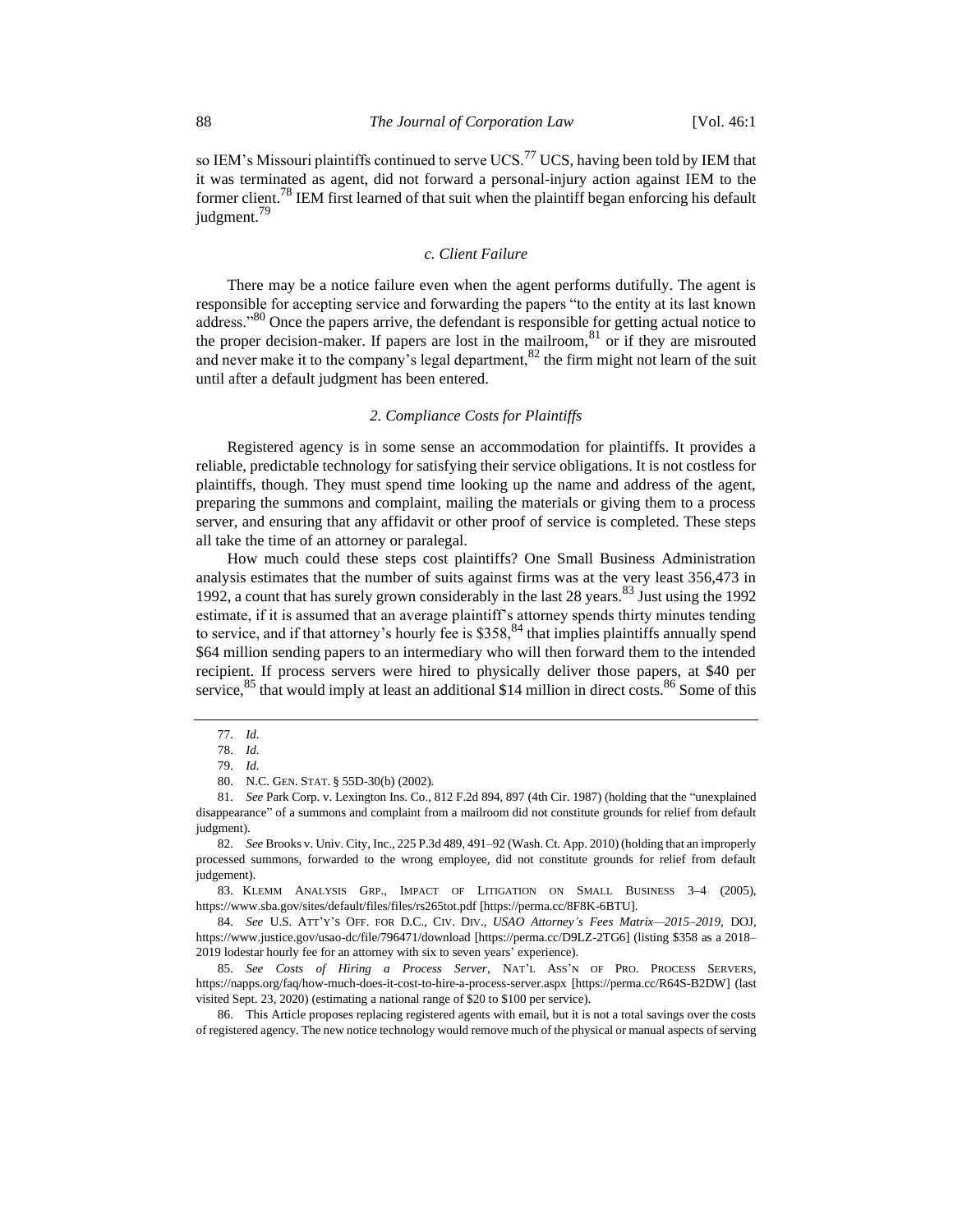so IEM's Missouri plaintiffs continued to serve UCS.[77] UCS, having been told by IEM that it was terminated as agent, did not forward a personal-injury action against IEM to the former client.[78] IEM first learned of that suit when the plaintiff began enforcing his default judgment.[79]

#### *c. Client Failure*

There may be a notice failure even when the agent performs dutifully. The agent is responsible for accepting service and forwarding the papers "to the entity at its last known address."[80] Once the papers arrive, the defendant is responsible for getting actual notice to the proper decision-maker. If papers are lost in the mailroom,[81] or if they are misrouted and never make it to the company's legal department,[82] the firm might not learn of the suit until after a default judgment has been entered.

### *2. Compliance Costs for Plaintiffs*

Registered agency is in some sense an accommodation for plaintiffs. It provides a reliable, predictable technology for satisfying their service obligations. It is not costless for plaintiffs, though. They must spend time looking up the name and address of the agent, preparing the summons and complaint, mailing the materials or giving them to a process server, and ensuring that any affidavit or other proof of service is completed. These steps all take the time of an attorney or paralegal.

How much could these steps cost plaintiffs? One Small Business Administration analysis estimates that the number of suits against firms was at the very least 356,473 in 1992, a count that has surely grown considerably in the last 28 years.[83] Just using the 1992 estimate, if it is assumed that an average plaintiff's attorney spends thirty minutes tending to service, and if that attorney's hourly fee is $358,[84] that implies plaintiffs annually spend $64 million sending papers to an intermediary who will then forward them to the intended recipient. If process servers were hired to physically deliver those papers, at $40 per service,[85] that would imply at least an additional $14 million in direct costs.[86] Some of this

---

77. *Id.*

78. *Id.*

79. *Id.*

80. N.C. GEN. STAT. § 55D-30(b) (2002).

81. *See* Park Corp. v. Lexington Ins. Co., 812 F.2d 894, 897 (4th Cir. 1987) (holding that the "unexplained disappearance" of a summons and complaint from a mailroom did not constitute grounds for relief from default judgment).

82. *See* Brooks v. Univ. City, Inc., 225 P.3d 489, 491–92 (Wash. Ct. App. 2010) (holding that an improperly processed summons, forwarded to the wrong employee, did not constitute grounds for relief from default judgement).

83. KLEMM ANALYSIS GRP., IMPACT OF LITIGATION ON SMALL BUSINESS 3–4 (2005), https://www.sba.gov/sites/default/files/files/rs265tot.pdf [https://perma.cc/8F8K-6BTU].

84. *See* U.S. ATT'Y'S OFF. FOR D.C., CIV. DIV., *USAO Attorney's Fees Matrix—2015–2019*, DOJ, https://www.justice.gov/usao-dc/file/796471/download [https://perma.cc/D9LZ-2TG6] (listing $358 as a 2018–2019 lodestar hourly fee for an attorney with six to seven years' experience).

85. *See Costs of Hiring a Process Server*, NAT'L ASS'N OF PRO. PROCESS SERVERS, https://napps.org/faq/how-much-does-it-cost-to-hire-a-process-server.aspx [https://perma.cc/R64S-B2DW] (last visited Sept. 23, 2020) (estimating a national range of $20 to $100 per service).

86. This Article proposes replacing registered agents with email, but it is not a total savings over the costs of registered agency. The new notice technology would remove much of the physical or manual aspects of serving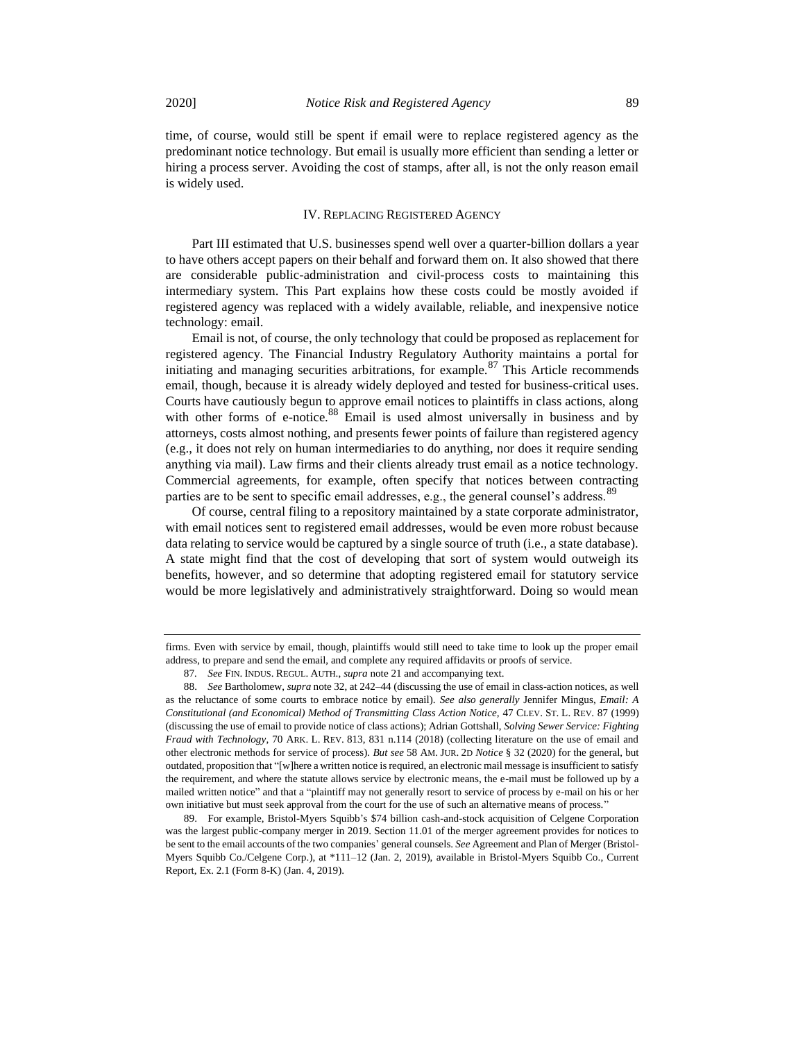time, of course, would still be spent if email were to replace registered agency as the predominant notice technology. But email is usually more efficient than sending a letter or hiring a process server. Avoiding the cost of stamps, after all, is not the only reason email is widely used.

## IV. Replacing Registered Agency

Part III estimated that U.S. businesses spend well over a quarter-billion dollars a year to have others accept papers on their behalf and forward them on. It also showed that there are considerable public-administration and civil-process costs to maintaining this intermediary system. This Part explains how these costs could be mostly avoided if registered agency was replaced with a widely available, reliable, and inexpensive notice technology: email.

Email is not, of course, the only technology that could be proposed as replacement for registered agency. The Financial Industry Regulatory Authority maintains a portal for initiating and managing securities arbitrations, for example.[87] This Article recommends email, though, because it is already widely deployed and tested for business-critical uses. Courts have cautiously begun to approve email notices to plaintiffs in class actions, along with other forms of e-notice.[88] Email is used almost universally in business and by attorneys, costs almost nothing, and presents fewer points of failure than registered agency (e.g., it does not rely on human intermediaries to do anything, nor does it require sending anything via mail). Law firms and their clients already trust email as a notice technology. Commercial agreements, for example, often specify that notices between contracting parties are to be sent to specific email addresses, e.g., the general counsel's address.[89]

Of course, central filing to a repository maintained by a state corporate administrator, with email notices sent to registered email addresses, would be even more robust because data relating to service would be captured by a single source of truth (i.e., a state database). A state might find that the cost of developing that sort of system would outweigh its benefits, however, and so determine that adopting registered email for statutory service would be more legislatively and administratively straightforward. Doing so would mean

---

firms. Even with service by email, though, plaintiffs would still need to take time to look up the proper email address, to prepare and send the email, and complete any required affidavits or proofs of service.

87. *See* FIN. INDUS. REGUL. AUTH., *supra* note 21 and accompanying text.

88. *See* Bartholomew, *supra* note 32, at 242–44 (discussing the use of email in class-action notices, as well as the reluctance of some courts to embrace notice by email). *See also generally* Jennifer Mingus, *Email: A Constitutional (and Economical) Method of Transmitting Class Action Notice*, 47 CLEV. ST. L. REV. 87 (1999) (discussing the use of email to provide notice of class actions); Adrian Gottshall, *Solving Sewer Service: Fighting Fraud with Technology*, 70 ARK. L. REV. 813, 831 n.114 (2018) (collecting literature on the use of email and other electronic methods for service of process). *But see* 58 AM. JUR. 2D *Notice* § 32 (2020) for the general, but outdated, proposition that "[w]here a written notice is required, an electronic mail message is insufficient to satisfy the requirement, and where the statute allows service by electronic means, the e-mail must be followed up by a mailed written notice" and that a "plaintiff may not generally resort to service of process by e-mail on his or her own initiative but must seek approval from the court for the use of such an alternative means of process."

89. For example, Bristol-Myers Squibb's $74 billion cash-and-stock acquisition of Celgene Corporation was the largest public-company merger in 2019. Section 11.01 of the merger agreement provides for notices to be sent to the email accounts of the two companies' general counsels. *See* Agreement and Plan of Merger (Bristol-Myers Squibb Co./Celgene Corp.), at *111–12 (Jan. 2, 2019), available in Bristol-Myers Squibb Co., Current Report, Ex. 2.1 (Form 8-K) (Jan. 4, 2019).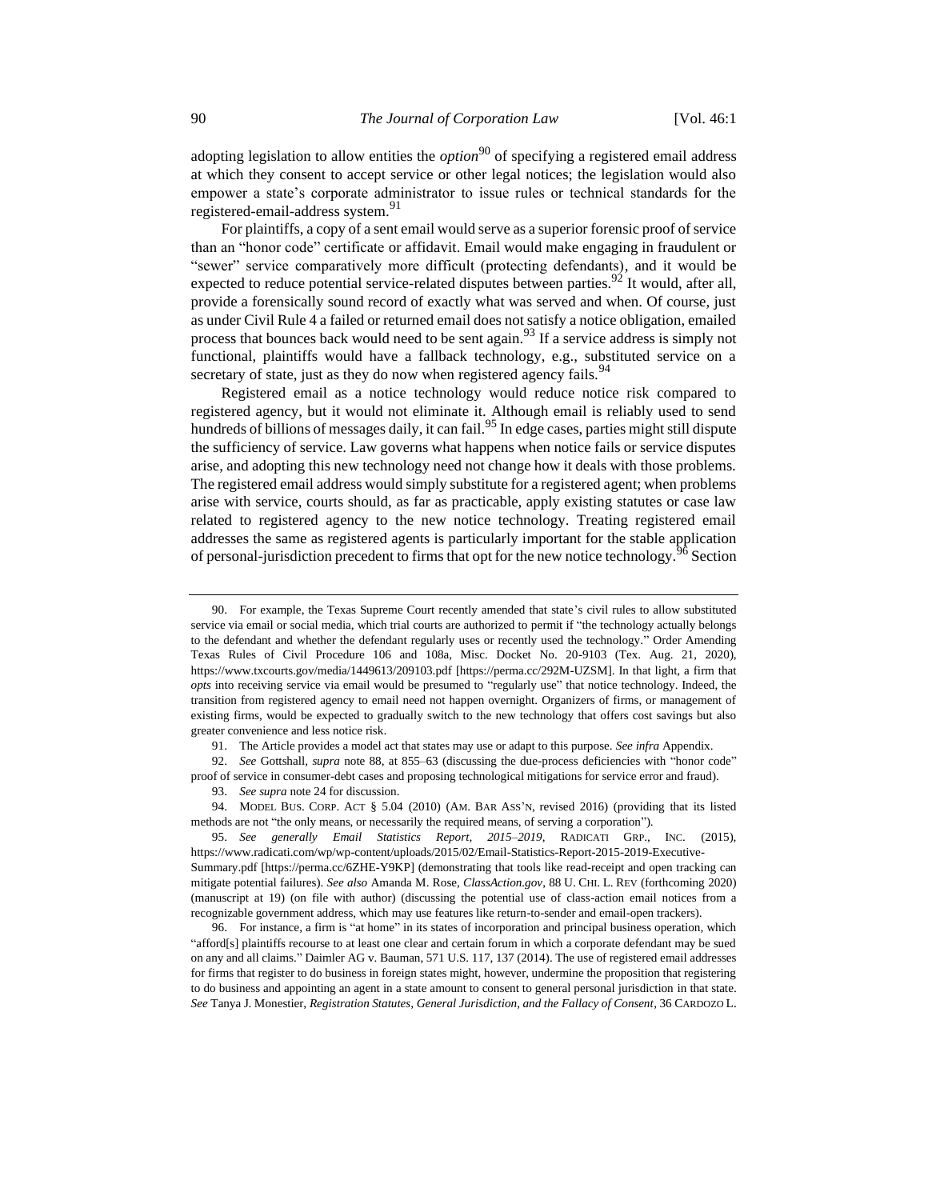adopting legislation to allow entities the *option*[90] of specifying a registered email address at which they consent to accept service or other legal notices; the legislation would also empower a state's corporate administrator to issue rules or technical standards for the registered-email-address system.[91]

For plaintiffs, a copy of a sent email would serve as a superior forensic proof of service than an "honor code" certificate or affidavit. Email would make engaging in fraudulent or "sewer" service comparatively more difficult (protecting defendants), and it would be expected to reduce potential service-related disputes between parties.[92] It would, after all, provide a forensically sound record of exactly what was served and when. Of course, just as under Civil Rule 4 a failed or returned email does not satisfy a notice obligation, emailed process that bounces back would need to be sent again.[93] If a service address is simply not functional, plaintiffs would have a fallback technology, e.g., substituted service on a secretary of state, just as they do now when registered agency fails.[94]

Registered email as a notice technology would reduce notice risk compared to registered agency, but it would not eliminate it. Although email is reliably used to send hundreds of billions of messages daily, it can fail.[95] In edge cases, parties might still dispute the sufficiency of service. Law governs what happens when notice fails or service disputes arise, and adopting this new technology need not change how it deals with those problems. The registered email address would simply substitute for a registered agent; when problems arise with service, courts should, as far as practicable, apply existing statutes or case law related to registered agency to the new notice technology. Treating registered email addresses the same as registered agents is particularly important for the stable application of personal-jurisdiction precedent to firms that opt for the new notice technology.[96] Section

---

90. For example, the Texas Supreme Court recently amended that state's civil rules to allow substituted service via email or social media, which trial courts are authorized to permit if "the technology actually belongs to the defendant and whether the defendant regularly uses or recently used the technology." Order Amending Texas Rules of Civil Procedure 106 and 108a, Misc. Docket No. 20-9103 (Tex. Aug. 21, 2020), https://www.txcourts.gov/media/1449613/209103.pdf [https://perma.cc/292M-UZSM]. In that light, a firm that *opts* into receiving service via email would be presumed to "regularly use" that notice technology. Indeed, the transition from registered agency to email need not happen overnight. Organizers of firms, or management of existing firms, would be expected to gradually switch to the new technology that offers cost savings but also greater convenience and less notice risk.

91. The Article provides a model act that states may use or adapt to this purpose. *See infra* Appendix.

92. *See* Gottshall, *supra* note 88, at 855–63 (discussing the due-process deficiencies with "honor code" proof of service in consumer-debt cases and proposing technological mitigations for service error and fraud).

93. *See supra* note 24 for discussion.

94. MODEL BUS. CORP. ACT § 5.04 (2010) (AM. BAR ASS'N, revised 2016) (providing that its listed methods are not "the only means, or necessarily the required means, of serving a corporation").

95. *See generally Email Statistics Report, 2015–2019*, RADICATI GRP., INC. (2015), https://www.radicati.com/wp/wp-content/uploads/2015/02/Email-Statistics-Report-2015-2019-Executive-Summary.pdf [https://perma.cc/6ZHE-Y9KP] (demonstrating that tools like read-receipt and open tracking can mitigate potential failures). *See also* Amanda M. Rose, *ClassAction.gov*, 88 U. CHI. L. REV (forthcoming 2020) (manuscript at 19) (on file with author) (discussing the potential use of class-action email notices from a recognizable government address, which may use features like return-to-sender and email-open trackers).

96. For instance, a firm is "at home" in its states of incorporation and principal business operation, which "afford[s] plaintiffs recourse to at least one clear and certain forum in which a corporate defendant may be sued on any and all claims." Daimler AG v. Bauman, 571 U.S. 117, 137 (2014). The use of registered email addresses for firms that register to do business in foreign states might, however, undermine the proposition that registering to do business and appointing an agent in a state amount to consent to general personal jurisdiction in that state. *See* Tanya J. Monestier, *Registration Statutes, General Jurisdiction, and the Fallacy of Consent*, 36 CARDOZO L.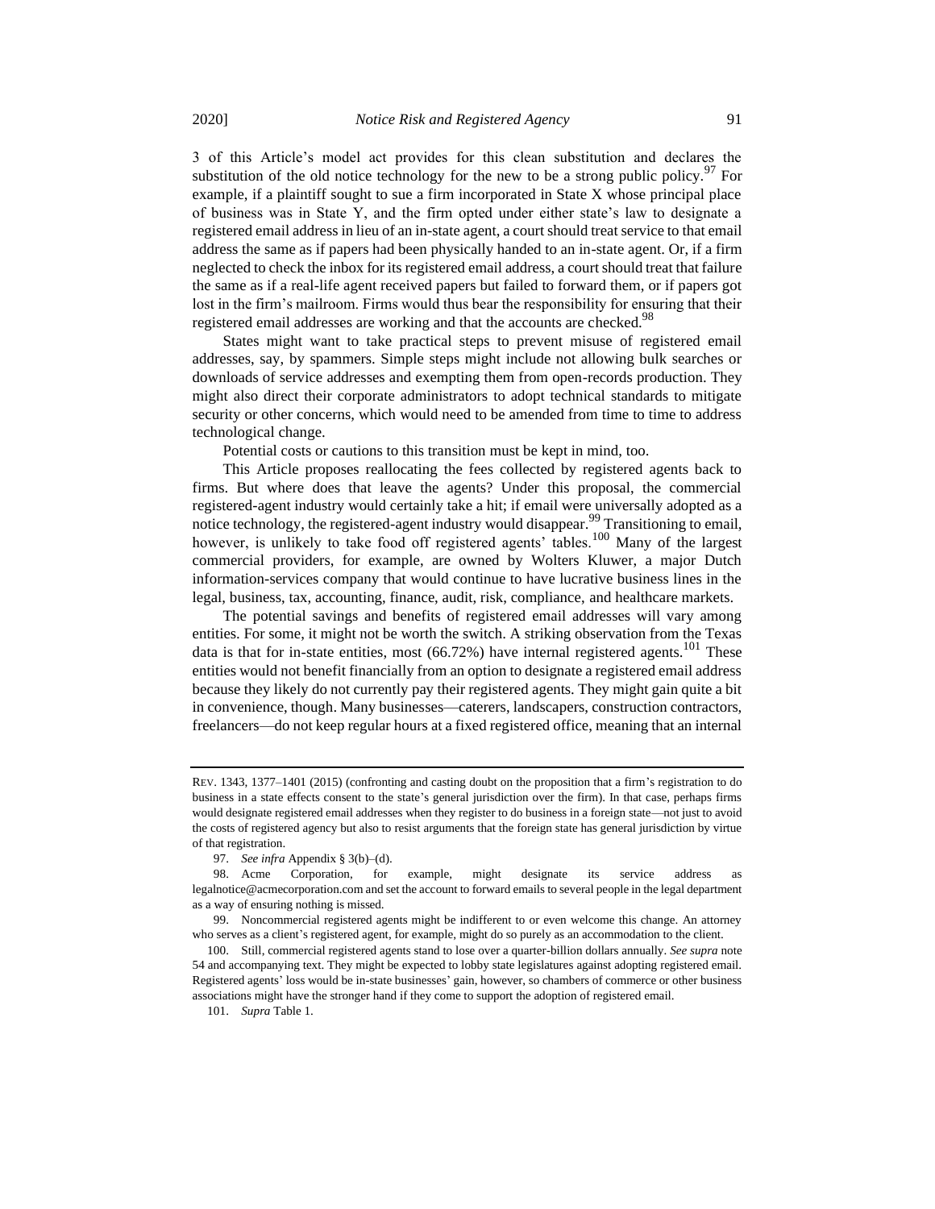3 of this Article's model act provides for this clean substitution and declares the substitution of the old notice technology for the new to be a strong public policy.[97] For example, if a plaintiff sought to sue a firm incorporated in State X whose principal place of business was in State Y, and the firm opted under either state's law to designate a registered email address in lieu of an in-state agent, a court should treat service to that email address the same as if papers had been physically handed to an in-state agent. Or, if a firm neglected to check the inbox for its registered email address, a court should treat that failure the same as if a real-life agent received papers but failed to forward them, or if papers got lost in the firm's mailroom. Firms would thus bear the responsibility for ensuring that their registered email addresses are working and that the accounts are checked.[98]

States might want to take practical steps to prevent misuse of registered email addresses, say, by spammers. Simple steps might include not allowing bulk searches or downloads of service addresses and exempting them from open-records production. They might also direct their corporate administrators to adopt technical standards to mitigate security or other concerns, which would need to be amended from time to time to address technological change.

Potential costs or cautions to this transition must be kept in mind, too.

This Article proposes reallocating the fees collected by registered agents back to firms. But where does that leave the agents? Under this proposal, the commercial registered-agent industry would certainly take a hit; if email were universally adopted as a notice technology, the registered-agent industry would disappear.[99] Transitioning to email, however, is unlikely to take food off registered agents' tables.[100] Many of the largest commercial providers, for example, are owned by Wolters Kluwer, a major Dutch information-services company that would continue to have lucrative business lines in the legal, business, tax, accounting, finance, audit, risk, compliance, and healthcare markets.

The potential savings and benefits of registered email addresses will vary among entities. For some, it might not be worth the switch. A striking observation from the Texas data is that for in-state entities, most (66.72%) have internal registered agents.[101] These entities would not benefit financially from an option to designate a registered email address because they likely do not currently pay their registered agents. They might gain quite a bit in convenience, though. Many businesses—caterers, landscapers, construction contractors, freelancers—do not keep regular hours at a fixed registered office, meaning that an internal

---

REV. 1343, 1377–1401 (2015) (confronting and casting doubt on the proposition that a firm's registration to do business in a state effects consent to the state's general jurisdiction over the firm). In that case, perhaps firms would designate registered email addresses when they register to do business in a foreign state—not just to avoid the costs of registered agency but also to resist arguments that the foreign state has general jurisdiction by virtue of that registration.

97. *See infra* Appendix § 3(b)–(d).

98. Acme Corporation, for example, might designate its service address as legalnotice@acmecorporation.com and set the account to forward emails to several people in the legal department as a way of ensuring nothing is missed.

99. Noncommercial registered agents might be indifferent to or even welcome this change. An attorney who serves as a client's registered agent, for example, might do so purely as an accommodation to the client.

100. Still, commercial registered agents stand to lose over a quarter-billion dollars annually. *See supra* note 54 and accompanying text. They might be expected to lobby state legislatures against adopting registered email. Registered agents' loss would be in-state businesses' gain, however, so chambers of commerce or other business associations might have the stronger hand if they come to support the adoption of registered email.

101. *Supra* Table 1.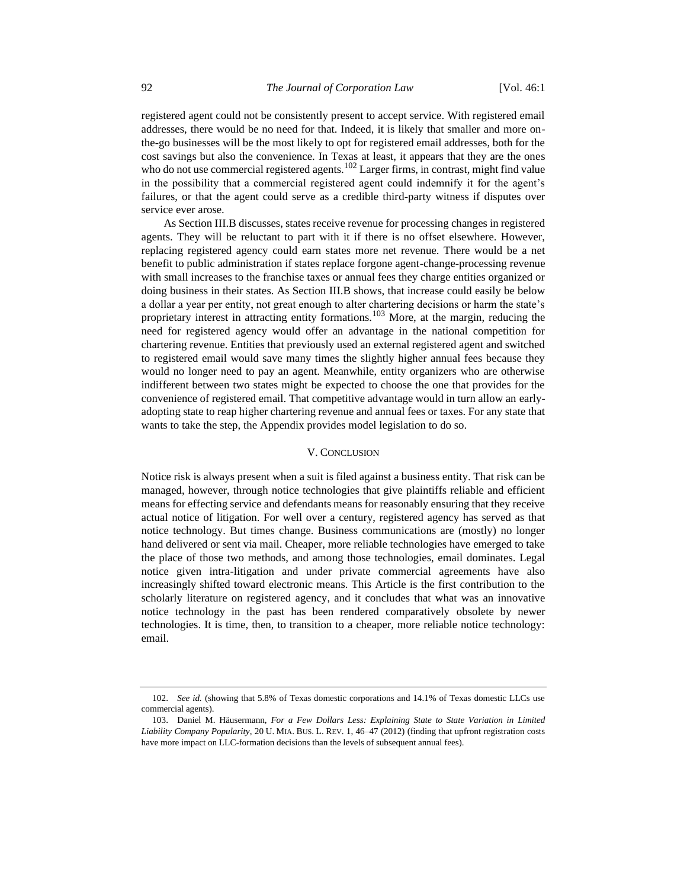registered agent could not be consistently present to accept service. With registered email addresses, there would be no need for that. Indeed, it is likely that smaller and more on-the-go businesses will be the most likely to opt for registered email addresses, both for the cost savings but also the convenience. In Texas at least, it appears that they are the ones who do not use commercial registered agents.[102] Larger firms, in contrast, might find value in the possibility that a commercial registered agent could indemnify it for the agent's failures, or that the agent could serve as a credible third-party witness if disputes over service ever arose.

As Section III.B discusses, states receive revenue for processing changes in registered agents. They will be reluctant to part with it if there is no offset elsewhere. However, replacing registered agency could earn states more net revenue. There would be a net benefit to public administration if states replace forgone agent-change-processing revenue with small increases to the franchise taxes or annual fees they charge entities organized or doing business in their states. As Section III.B shows, that increase could easily be below a dollar a year per entity, not great enough to alter chartering decisions or harm the state's proprietary interest in attracting entity formations.[103] More, at the margin, reducing the need for registered agency would offer an advantage in the national competition for chartering revenue. Entities that previously used an external registered agent and switched to registered email would save many times the slightly higher annual fees because they would no longer need to pay an agent. Meanwhile, entity organizers who are otherwise indifferent between two states might be expected to choose the one that provides for the convenience of registered email. That competitive advantage would in turn allow an early-adopting state to reap higher chartering revenue and annual fees or taxes. For any state that wants to take the step, the Appendix provides model legislation to do so.

## V. CONCLUSION

Notice risk is always present when a suit is filed against a business entity. That risk can be managed, however, through notice technologies that give plaintiffs reliable and efficient means for effecting service and defendants means for reasonably ensuring that they receive actual notice of litigation. For well over a century, registered agency has served as that notice technology. But times change. Business communications are (mostly) no longer hand delivered or sent via mail. Cheaper, more reliable technologies have emerged to take the place of those two methods, and among those technologies, email dominates. Legal notice given intra-litigation and under private commercial agreements have also increasingly shifted toward electronic means. This Article is the first contribution to the scholarly literature on registered agency, and it concludes that what was an innovative notice technology in the past has been rendered comparatively obsolete by newer technologies. It is time, then, to transition to a cheaper, more reliable notice technology: email.

---

102. *See id.* (showing that 5.8% of Texas domestic corporations and 14.1% of Texas domestic LLCs use commercial agents).

103. Daniel M. Häusermann, *For a Few Dollars Less: Explaining State to State Variation in Limited Liability Company Popularity*, 20 U. MIA. BUS. L. REV. 1, 46–47 (2012) (finding that upfront registration costs have more impact on LLC-formation decisions than the levels of subsequent annual fees).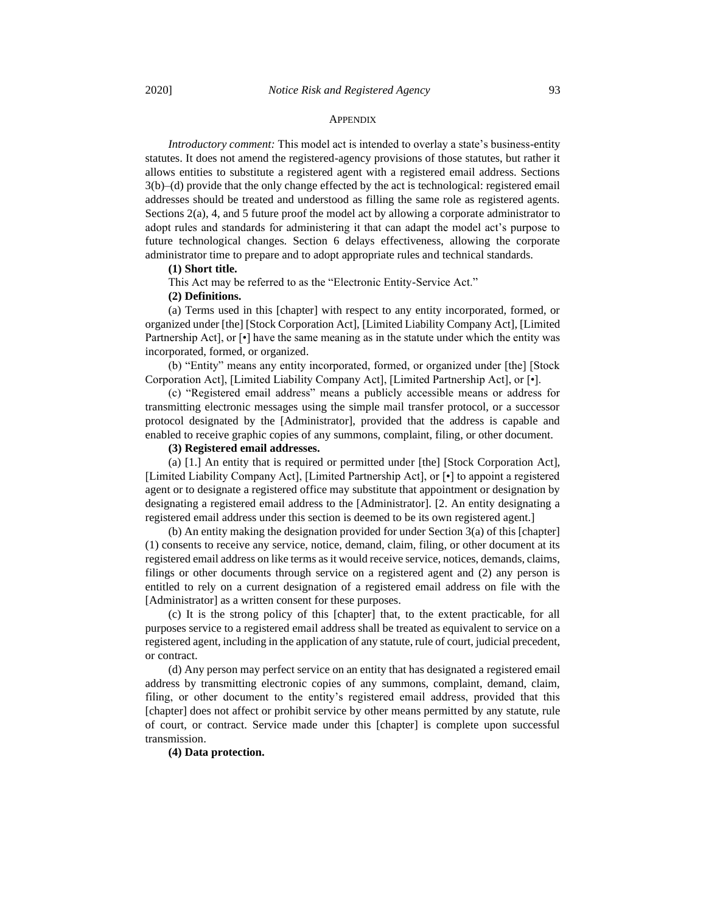## APPENDIX

*Introductory comment:* This model act is intended to overlay a state's business-entity statutes. It does not amend the registered-agency provisions of those statutes, but rather it allows entities to substitute a registered agent with a registered email address. Sections 3(b)–(d) provide that the only change effected by the act is technological: registered email addresses should be treated and understood as filling the same role as registered agents. Sections 2(a), 4, and 5 future proof the model act by allowing a corporate administrator to adopt rules and standards for administering it that can adapt the model act's purpose to future technological changes. Section 6 delays effectiveness, allowing the corporate administrator time to prepare and to adopt appropriate rules and technical standards.

**(1) Short title.**

This Act may be referred to as the "Electronic Entity-Service Act."

**(2) Definitions.**

(a) Terms used in this [chapter] with respect to any entity incorporated, formed, or organized under [the] [Stock Corporation Act], [Limited Liability Company Act], [Limited Partnership Act], or [•] have the same meaning as in the statute under which the entity was incorporated, formed, or organized.

(b) "Entity" means any entity incorporated, formed, or organized under [the] [Stock Corporation Act], [Limited Liability Company Act], [Limited Partnership Act], or [•].

(c) "Registered email address" means a publicly accessible means or address for transmitting electronic messages using the simple mail transfer protocol, or a successor protocol designated by the [Administrator], provided that the address is capable and enabled to receive graphic copies of any summons, complaint, filing, or other document.

**(3) Registered email addresses.**

(a) [1.] An entity that is required or permitted under [the] [Stock Corporation Act], [Limited Liability Company Act], [Limited Partnership Act], or [•] to appoint a registered agent or to designate a registered office may substitute that appointment or designation by designating a registered email address to the [Administrator]. [2. An entity designating a registered email address under this section is deemed to be its own registered agent.]

(b) An entity making the designation provided for under Section 3(a) of this [chapter] (1) consents to receive any service, notice, demand, claim, filing, or other document at its registered email address on like terms as it would receive service, notices, demands, claims, filings or other documents through service on a registered agent and (2) any person is entitled to rely on a current designation of a registered email address on file with the [Administrator] as a written consent for these purposes.

(c) It is the strong policy of this [chapter] that, to the extent practicable, for all purposes service to a registered email address shall be treated as equivalent to service on a registered agent, including in the application of any statute, rule of court, judicial precedent, or contract.

(d) Any person may perfect service on an entity that has designated a registered email address by transmitting electronic copies of any summons, complaint, demand, claim, filing, or other document to the entity's registered email address, provided that this [chapter] does not affect or prohibit service by other means permitted by any statute, rule of court, or contract. Service made under this [chapter] is complete upon successful transmission.

**(4) Data protection.**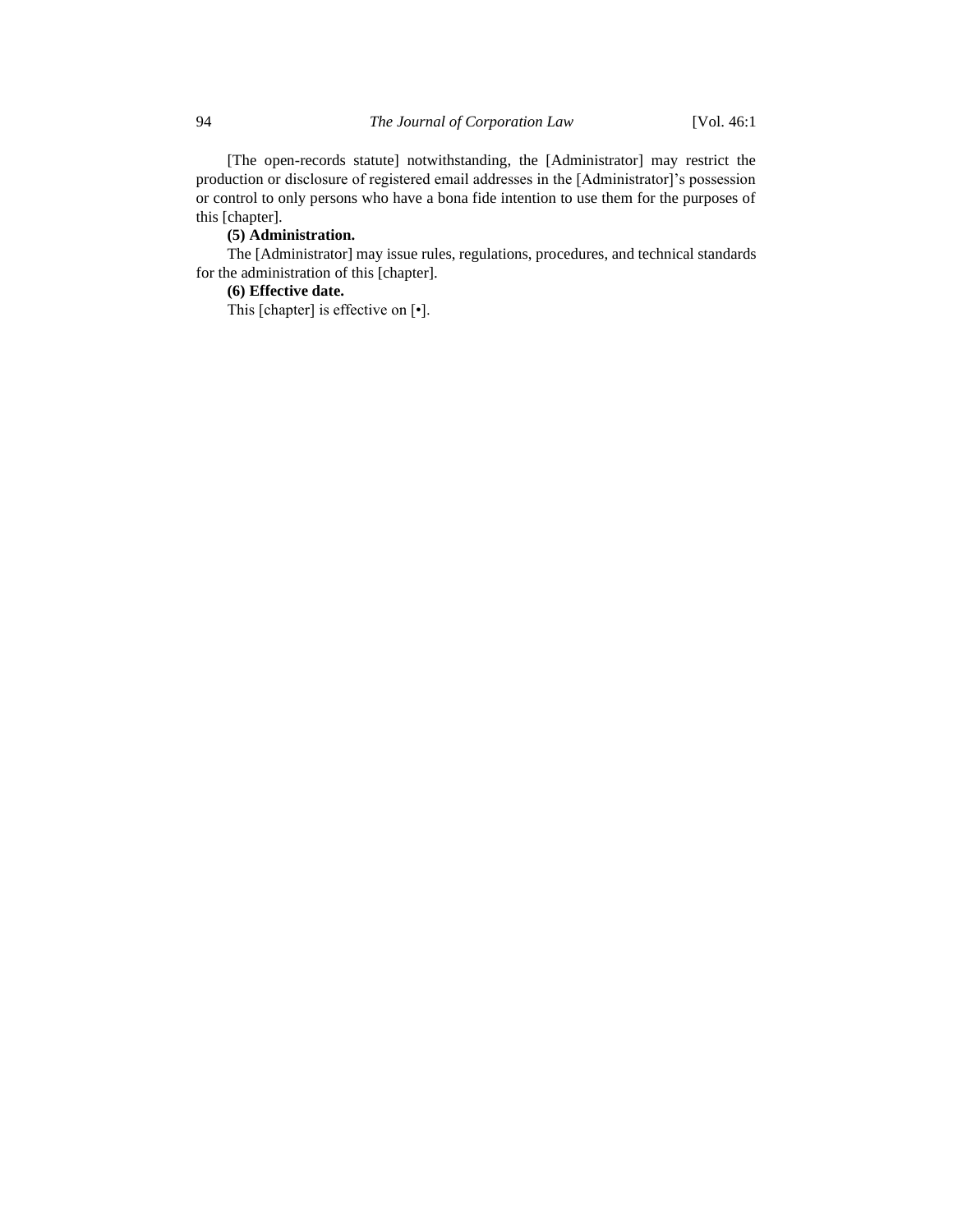[The open-records statute] notwithstanding, the [Administrator] may restrict the production or disclosure of registered email addresses in the [Administrator]'s possession or control to only persons who have a bona fide intention to use them for the purposes of this [chapter].

**(5) Administration.**

The [Administrator] may issue rules, regulations, procedures, and technical standards for the administration of this [chapter].

**(6) Effective date.**

This [chapter] is effective on [•].